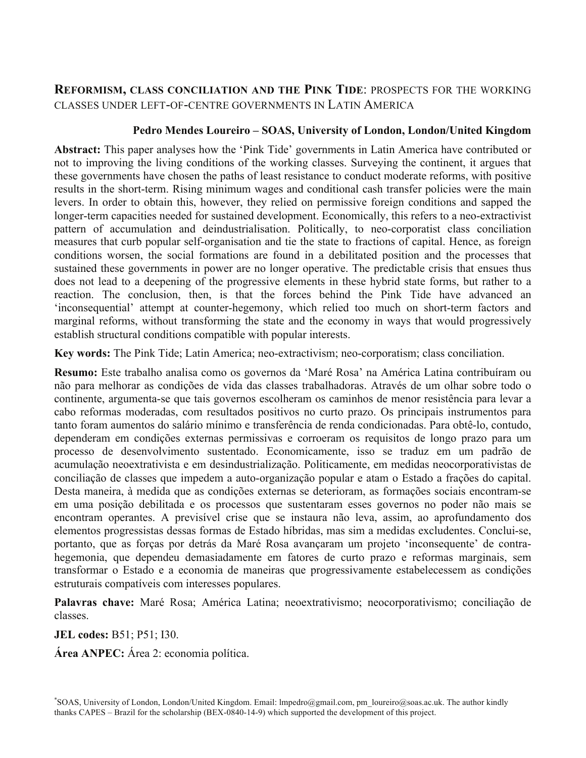# REFORMISM, CLASS CONCILIATION AND THE PINK TIDE: PROSPECTS FOR THE WORKING CLASSES UNDER LEFT-OF-CENTRE GOVERNMENTS IN LATIN AMERICA

**Pedro Mendes Loureiro – SOAS, University of London, London/United Kingdom**

**Abstract:** This paper analyses how the 'Pink Tide' governments in Latin America have contributed or not to improving the living conditions of the working classes. Surveying the continent, it argues that these governments have chosen the paths of least resistance to conduct moderate reforms, with positive results in the short-term. Rising minimum wages and conditional cash transfer policies were the main levers. In order to obtain this, however, they relied on permissive foreign conditions and sapped the longer-term capacities needed for sustained development. Economically, this refers to a neo-extractivist pattern of accumulation and deindustrialisation. Politically, to neo-corporatist class conciliation measures that curb popular self-organisation and tie the state to fractions of capital. Hence, as foreign conditions worsen, the social formations are found in a debilitated position and the processes that sustained these governments in power are no longer operative. The predictable crisis that ensues thus does not lead to a deepening of the progressive elements in these hybrid state forms, but rather to a reaction. The conclusion, then, is that the forces behind the Pink Tide have advanced an 'inconsequential' attempt at counter-hegemony, which relied too much on short-term factors and marginal reforms, without transforming the state and the economy in ways that would progressively establish structural conditions compatible with popular interests.

**Key words:** The Pink Tide; Latin America; neo-extractivism; neo-corporatism; class conciliation.

**Resumo:** Este trabalho analisa como os governos da 'Maré Rosa' na América Latina contribuíram ou não para melhorar as condições de vida das classes trabalhadoras. Através de um olhar sobre todo o continente, argumenta-se que tais governos escolheram os caminhos de menor resistência para levar a cabo reformas moderadas, com resultados positivos no curto prazo. Os principais instrumentos para tanto foram aumentos do salário mínimo e transferência de renda condicionadas. Para obtê-lo, contudo, dependeram em condições externas permissivas e corroeram os requisitos de longo prazo para um processo de desenvolvimento sustentado. Economicamente, isso se traduz em um padrão de acumulação neoextrativista e em desindustrialização. Politicamente, em medidas neocorporativistas de conciliação de classes que impedem a auto-organização popular e atam o Estado a frações do capital. Desta maneira, à medida que as condições externas se deterioram, as formações sociais encontram-se em uma posição debilitada e os processos que sustentaram esses governos no poder não mais se encontram operantes. A previsível crise que se instaura não leva, assim, ao aprofundamento dos elementos progressistas dessas formas de Estado híbridas, mas sim a medidas excludentes. Conclui-se, portanto, que as forças por detrás da Maré Rosa avançaram um projeto 'inconsequente' de contra-hegemonia, que dependeu demasiadamente em fatores de curto prazo e reformas marginais, sem transformar o Estado e a economia de maneiras que progressivamente estabelecessem as condições estruturais compatíveis com interesses populares.

**Palavras chave:** Maré Rosa; América Latina; neoextrativismo; neocorporativismo; conciliação de classes.

**JEL codes:** B51; P51; I30.

**Área ANPEC:** Área 2: economia política.

[*] SOAS, University of London, London/United Kingdom. Email: lmpedro@gmail.com, pm_loureiro@soas.ac.uk. The author kindly thanks CAPES – Brazil for the scholarship (BEX-0840-14-9) which supported the development of this project.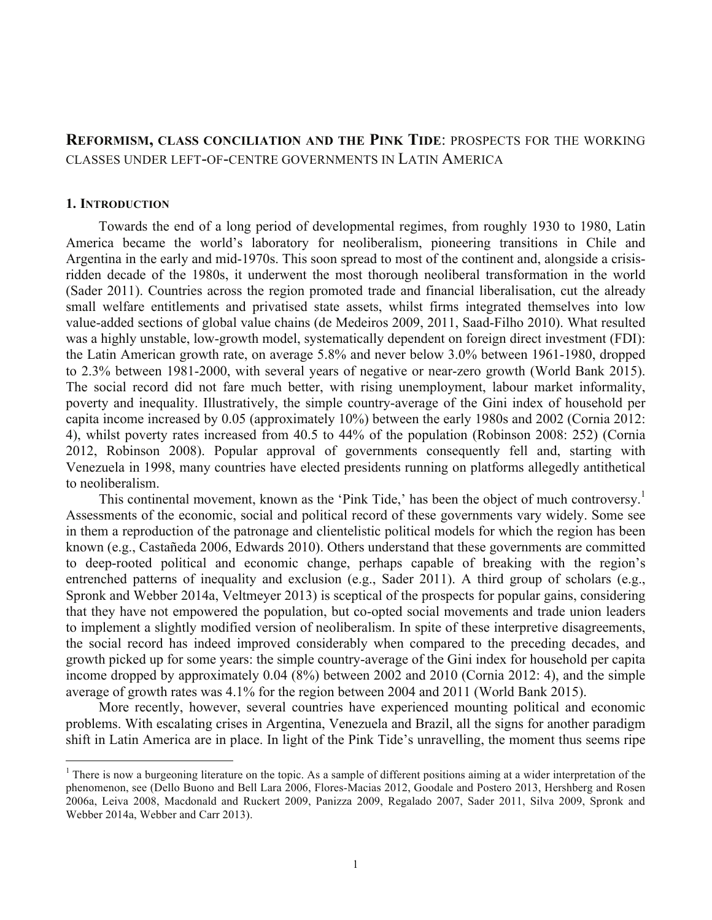# **Reformism, class conciliation and the Pink Tide**: prospects for the working classes under left-of-centre governments in Latin America

## 1. Introduction

Towards the end of a long period of developmental regimes, from roughly 1930 to 1980, Latin America became the world's laboratory for neoliberalism, pioneering transitions in Chile and Argentina in the early and mid-1970s. This soon spread to most of the continent and, alongside a crisis-ridden decade of the 1980s, it underwent the most thorough neoliberal transformation in the world (Sader 2011). Countries across the region promoted trade and financial liberalisation, cut the already small welfare entitlements and privatised state assets, whilst firms integrated themselves into low value-added sections of global value chains (de Medeiros 2009, 2011, Saad-Filho 2010). What resulted was a highly unstable, low-growth model, systematically dependent on foreign direct investment (FDI): the Latin American growth rate, on average 5.8% and never below 3.0% between 1961-1980, dropped to 2.3% between 1981-2000, with several years of negative or near-zero growth (World Bank 2015). The social record did not fare much better, with rising unemployment, labour market informality, poverty and inequality. Illustratively, the simple country-average of the Gini index of household per capita income increased by 0.05 (approximately 10%) between the early 1980s and 2002 (Cornia 2012: 4), whilst poverty rates increased from 40.5 to 44% of the population (Robinson 2008: 252) (Cornia 2012, Robinson 2008). Popular approval of governments consequently fell and, starting with Venezuela in 1998, many countries have elected presidents running on platforms allegedly antithetical to neoliberalism.

This continental movement, known as the 'Pink Tide,' has been the object of much controversy.[1] Assessments of the economic, social and political record of these governments vary widely. Some see in them a reproduction of the patronage and clientelistic political models for which the region has been known (e.g., Castañeda 2006, Edwards 2010). Others understand that these governments are committed to deep-rooted political and economic change, perhaps capable of breaking with the region's entrenched patterns of inequality and exclusion (e.g., Sader 2011). A third group of scholars (e.g., Spronk and Webber 2014a, Veltmeyer 2013) is sceptical of the prospects for popular gains, considering that they have not empowered the population, but co-opted social movements and trade union leaders to implement a slightly modified version of neoliberalism. In spite of these interpretive disagreements, the social record has indeed improved considerably when compared to the preceding decades, and growth picked up for some years: the simple country-average of the Gini index for household per capita income dropped by approximately 0.04 (8%) between 2002 and 2010 (Cornia 2012: 4), and the simple average of growth rates was 4.1% for the region between 2004 and 2011 (World Bank 2015).

More recently, however, several countries have experienced mounting political and economic problems. With escalating crises in Argentina, Venezuela and Brazil, all the signs for another paradigm shift in Latin America are in place. In light of the Pink Tide's unravelling, the moment thus seems ripe

[1] There is now a burgeoning literature on the topic. As a sample of different positions aiming at a wider interpretation of the phenomenon, see (Dello Buono and Bell Lara 2006, Flores-Macias 2012, Goodale and Postero 2013, Hershberg and Rosen 2006a, Leiva 2008, Macdonald and Ruckert 2009, Panizza 2009, Regalado 2007, Sader 2011, Silva 2009, Spronk and Webber 2014a, Webber and Carr 2013).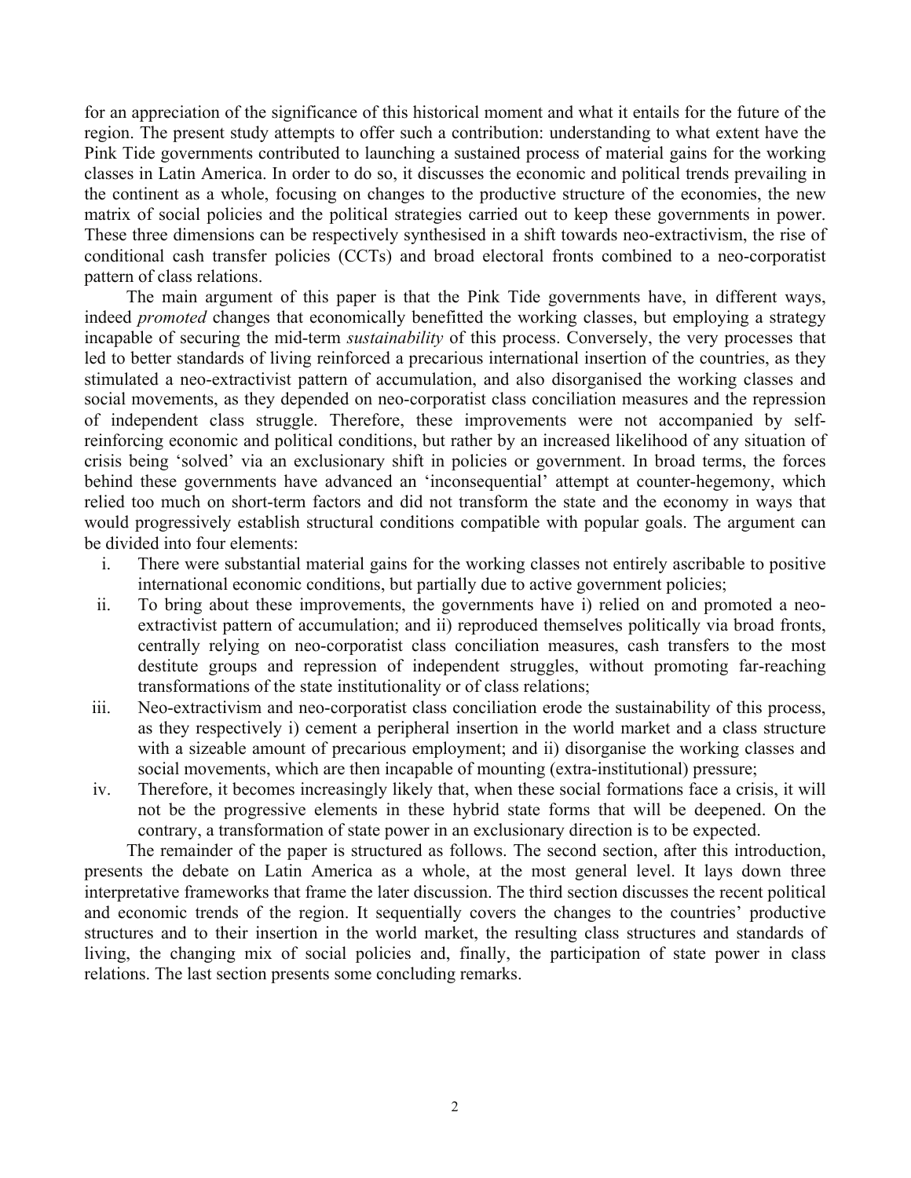for an appreciation of the significance of this historical moment and what it entails for the future of the region. The present study attempts to offer such a contribution: understanding to what extent have the Pink Tide governments contributed to launching a sustained process of material gains for the working classes in Latin America. In order to do so, it discusses the economic and political trends prevailing in the continent as a whole, focusing on changes to the productive structure of the economies, the new matrix of social policies and the political strategies carried out to keep these governments in power. These three dimensions can be respectively synthesised in a shift towards neo-extractivism, the rise of conditional cash transfer policies (CCTs) and broad electoral fronts combined to a neo-corporatist pattern of class relations.

The main argument of this paper is that the Pink Tide governments have, in different ways, indeed *promoted* changes that economically benefitted the working classes, but employing a strategy incapable of securing the mid-term *sustainability* of this process. Conversely, the very processes that led to better standards of living reinforced a precarious international insertion of the countries, as they stimulated a neo-extractivist pattern of accumulation, and also disorganised the working classes and social movements, as they depended on neo-corporatist class conciliation measures and the repression of independent class struggle. Therefore, these improvements were not accompanied by self-reinforcing economic and political conditions, but rather by an increased likelihood of any situation of crisis being 'solved' via an exclusionary shift in policies or government. In broad terms, the forces behind these governments have advanced an 'inconsequential' attempt at counter-hegemony, which relied too much on short-term factors and did not transform the state and the economy in ways that would progressively establish structural conditions compatible with popular goals. The argument can be divided into four elements:

i. There were substantial material gains for the working classes not entirely ascribable to positive international economic conditions, but partially due to active government policies;
ii. To bring about these improvements, the governments have i) relied on and promoted a neo-extractivist pattern of accumulation; and ii) reproduced themselves politically via broad fronts, centrally relying on neo-corporatist class conciliation measures, cash transfers to the most destitute groups and repression of independent struggles, without promoting far-reaching transformations of the state institutionality or of class relations;
iii. Neo-extractivism and neo-corporatist class conciliation erode the sustainability of this process, as they respectively i) cement a peripheral insertion in the world market and a class structure with a sizeable amount of precarious employment; and ii) disorganise the working classes and social movements, which are then incapable of mounting (extra-institutional) pressure;
iv. Therefore, it becomes increasingly likely that, when these social formations face a crisis, it will not be the progressive elements in these hybrid state forms that will be deepened. On the contrary, a transformation of state power in an exclusionary direction is to be expected.

The remainder of the paper is structured as follows. The second section, after this introduction, presents the debate on Latin America as a whole, at the most general level. It lays down three interpretative frameworks that frame the later discussion. The third section discusses the recent political and economic trends of the region. It sequentially covers the changes to the countries' productive structures and to their insertion in the world market, the resulting class structures and standards of living, the changing mix of social policies and, finally, the participation of state power in class relations. The last section presents some concluding remarks.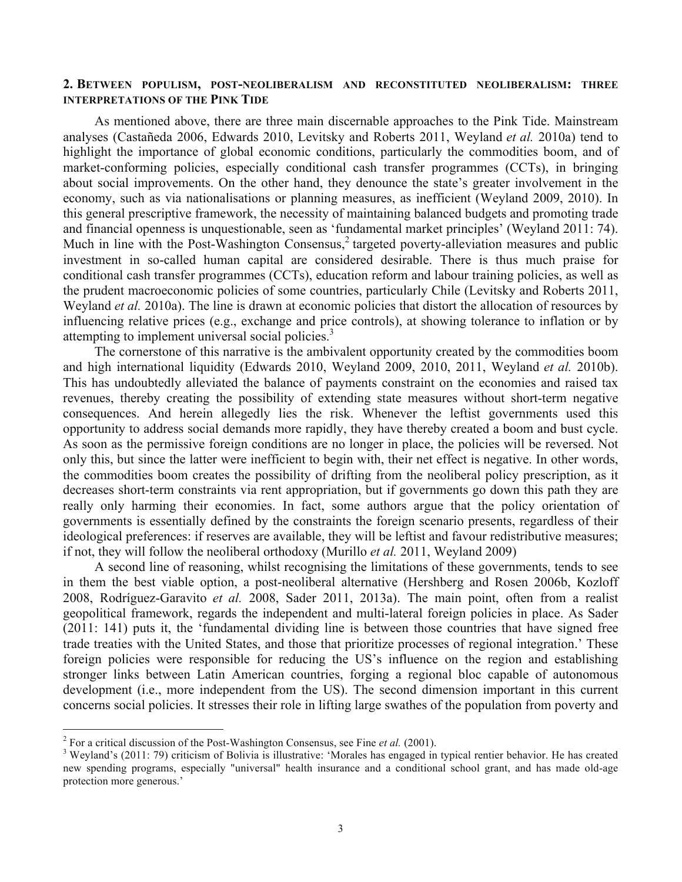## 2. Between populism, post-neoliberalism and reconstituted neoliberalism: three interpretations of the Pink Tide

As mentioned above, there are three main discernable approaches to the Pink Tide. Mainstream analyses (Castañeda 2006, Edwards 2010, Levitsky and Roberts 2011, Weyland *et al.* 2010a) tend to highlight the importance of global economic conditions, particularly the commodities boom, and of market-conforming policies, especially conditional cash transfer programmes (CCTs), in bringing about social improvements. On the other hand, they denounce the state's greater involvement in the economy, such as via nationalisations or planning measures, as inefficient (Weyland 2009, 2010). In this general prescriptive framework, the necessity of maintaining balanced budgets and promoting trade and financial openness is unquestionable, seen as 'fundamental market principles' (Weyland 2011: 74). Much in line with the Post-Washington Consensus,[2] targeted poverty-alleviation measures and public investment in so-called human capital are considered desirable. There is thus much praise for conditional cash transfer programmes (CCTs), education reform and labour training policies, as well as the prudent macroeconomic policies of some countries, particularly Chile (Levitsky and Roberts 2011, Weyland *et al.* 2010a). The line is drawn at economic policies that distort the allocation of resources by influencing relative prices (e.g., exchange and price controls), at showing tolerance to inflation or by attempting to implement universal social policies.[3]

The cornerstone of this narrative is the ambivalent opportunity created by the commodities boom and high international liquidity (Edwards 2010, Weyland 2009, 2010, 2011, Weyland *et al.* 2010b). This has undoubtedly alleviated the balance of payments constraint on the economies and raised tax revenues, thereby creating the possibility of extending state measures without short-term negative consequences. And herein allegedly lies the risk. Whenever the leftist governments used this opportunity to address social demands more rapidly, they have thereby created a boom and bust cycle. As soon as the permissive foreign conditions are no longer in place, the policies will be reversed. Not only this, but since the latter were inefficient to begin with, their net effect is negative. In other words, the commodities boom creates the possibility of drifting from the neoliberal policy prescription, as it decreases short-term constraints via rent appropriation, but if governments go down this path they are really only harming their economies. In fact, some authors argue that the policy orientation of governments is essentially defined by the constraints the foreign scenario presents, regardless of their ideological preferences: if reserves are available, they will be leftist and favour redistributive measures; if not, they will follow the neoliberal orthodoxy (Murillo *et al.* 2011, Weyland 2009)

A second line of reasoning, whilst recognising the limitations of these governments, tends to see in them the best viable option, a post-neoliberal alternative (Hershberg and Rosen 2006b, Kozloff 2008, Rodríguez-Garavito *et al.* 2008, Sader 2011, 2013a). The main point, often from a realist geopolitical framework, regards the independent and multi-lateral foreign policies in place. As Sader (2011: 141) puts it, the 'fundamental dividing line is between those countries that have signed free trade treaties with the United States, and those that prioritize processes of regional integration.' These foreign policies were responsible for reducing the US's influence on the region and establishing stronger links between Latin American countries, forging a regional bloc capable of autonomous development (i.e., more independent from the US). The second dimension important in this current concerns social policies. It stresses their role in lifting large swathes of the population from poverty and

---

[2] For a critical discussion of the Post-Washington Consensus, see Fine *et al.* (2001).

[3] Weyland's (2011: 79) criticism of Bolivia is illustrative: 'Morales has engaged in typical rentier behavior. He has created new spending programs, especially "universal" health insurance and a conditional school grant, and has made old-age protection more generous.'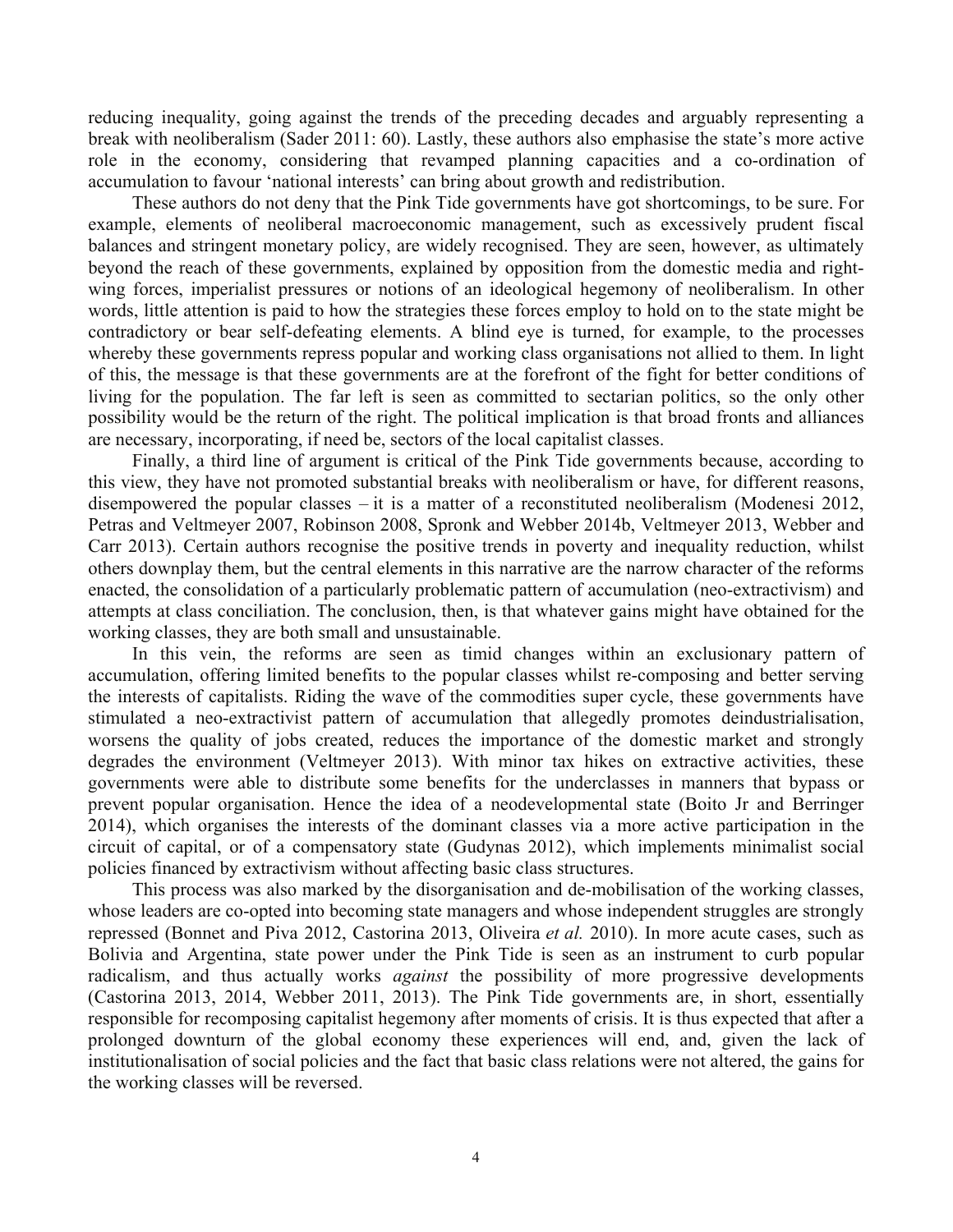reducing inequality, going against the trends of the preceding decades and arguably representing a break with neoliberalism (Sader 2011: 60). Lastly, these authors also emphasise the state's more active role in the economy, considering that revamped planning capacities and a co-ordination of accumulation to favour 'national interests' can bring about growth and redistribution.

These authors do not deny that the Pink Tide governments have got shortcomings, to be sure. For example, elements of neoliberal macroeconomic management, such as excessively prudent fiscal balances and stringent monetary policy, are widely recognised. They are seen, however, as ultimately beyond the reach of these governments, explained by opposition from the domestic media and right-wing forces, imperialist pressures or notions of an ideological hegemony of neoliberalism. In other words, little attention is paid to how the strategies these forces employ to hold on to the state might be contradictory or bear self-defeating elements. A blind eye is turned, for example, to the processes whereby these governments repress popular and working class organisations not allied to them. In light of this, the message is that these governments are at the forefront of the fight for better conditions of living for the population. The far left is seen as committed to sectarian politics, so the only other possibility would be the return of the right. The political implication is that broad fronts and alliances are necessary, incorporating, if need be, sectors of the local capitalist classes.

Finally, a third line of argument is critical of the Pink Tide governments because, according to this view, they have not promoted substantial breaks with neoliberalism or have, for different reasons, disempowered the popular classes – it is a matter of a reconstituted neoliberalism (Modenesi 2012, Petras and Veltmeyer 2007, Robinson 2008, Spronk and Webber 2014b, Veltmeyer 2013, Webber and Carr 2013). Certain authors recognise the positive trends in poverty and inequality reduction, whilst others downplay them, but the central elements in this narrative are the narrow character of the reforms enacted, the consolidation of a particularly problematic pattern of accumulation (neo-extractivism) and attempts at class conciliation. The conclusion, then, is that whatever gains might have obtained for the working classes, they are both small and unsustainable.

In this vein, the reforms are seen as timid changes within an exclusionary pattern of accumulation, offering limited benefits to the popular classes whilst re-composing and better serving the interests of capitalists. Riding the wave of the commodities super cycle, these governments have stimulated a neo-extractivist pattern of accumulation that allegedly promotes deindustrialisation, worsens the quality of jobs created, reduces the importance of the domestic market and strongly degrades the environment (Veltmeyer 2013). With minor tax hikes on extractive activities, these governments were able to distribute some benefits for the underclasses in manners that bypass or prevent popular organisation. Hence the idea of a neodevelopmental state (Boito Jr and Berringer 2014), which organises the interests of the dominant classes via a more active participation in the circuit of capital, or of a compensatory state (Gudynas 2012), which implements minimalist social policies financed by extractivism without affecting basic class structures.

This process was also marked by the disorganisation and de-mobilisation of the working classes, whose leaders are co-opted into becoming state managers and whose independent struggles are strongly repressed (Bonnet and Piva 2012, Castorina 2013, Oliveira *et al.* 2010). In more acute cases, such as Bolivia and Argentina, state power under the Pink Tide is seen as an instrument to curb popular radicalism, and thus actually works *against* the possibility of more progressive developments (Castorina 2013, 2014, Webber 2011, 2013). The Pink Tide governments are, in short, essentially responsible for recomposing capitalist hegemony after moments of crisis. It is thus expected that after a prolonged downturn of the global economy these experiences will end, and, given the lack of institutionalisation of social policies and the fact that basic class relations were not altered, the gains for the working classes will be reversed.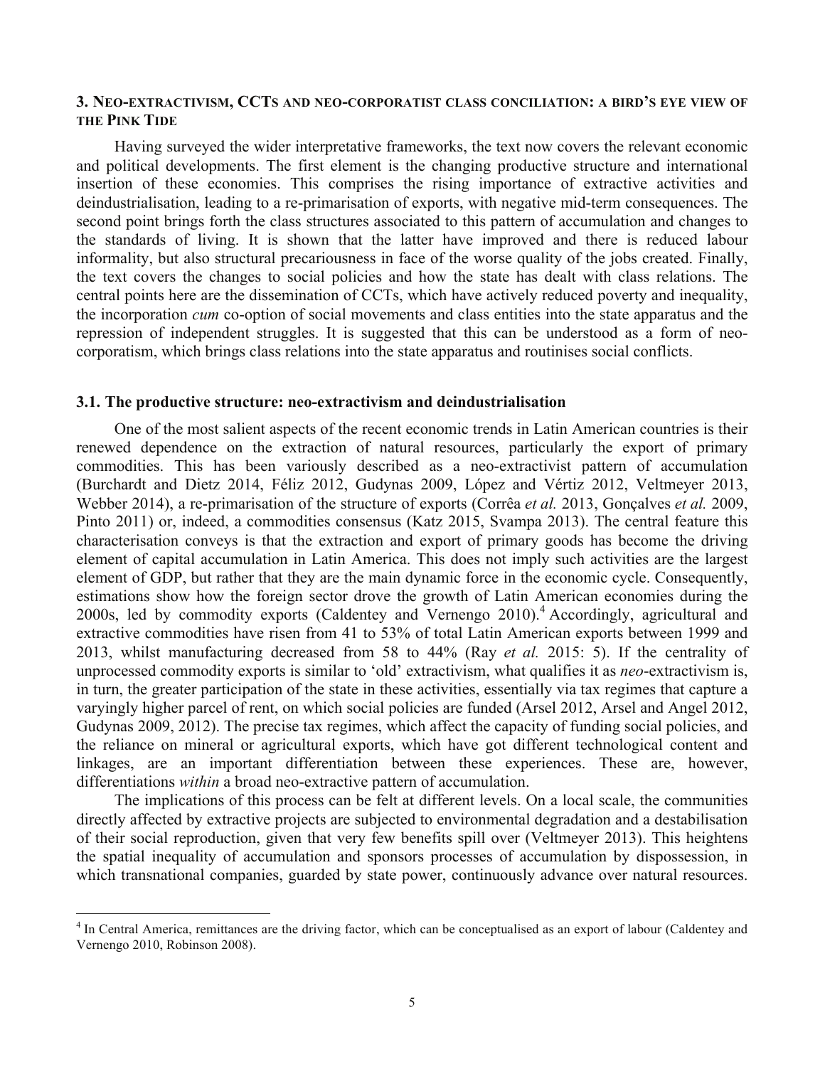### 3. Neo-extractivism, CCTs and neo-corporatist class conciliation: a bird's eye view of the Pink Tide

Having surveyed the wider interpretative frameworks, the text now covers the relevant economic and political developments. The first element is the changing productive structure and international insertion of these economies. This comprises the rising importance of extractive activities and deindustrialisation, leading to a re-primarisation of exports, with negative mid-term consequences. The second point brings forth the class structures associated to this pattern of accumulation and changes to the standards of living. It is shown that the latter have improved and there is reduced labour informality, but also structural precariousness in face of the worse quality of the jobs created. Finally, the text covers the changes to social policies and how the state has dealt with class relations. The central points here are the dissemination of CCTs, which have actively reduced poverty and inequality, the incorporation *cum* co-option of social movements and class entities into the state apparatus and the repression of independent struggles. It is suggested that this can be understood as a form of neo-corporatism, which brings class relations into the state apparatus and routinises social conflicts.

#### 3.1. The productive structure: neo-extractivism and deindustrialisation

One of the most salient aspects of the recent economic trends in Latin American countries is their renewed dependence on the extraction of natural resources, particularly the export of primary commodities. This has been variously described as a neo-extractivist pattern of accumulation (Burchardt and Dietz 2014, Féliz 2012, Gudynas 2009, López and Vértiz 2012, Veltmeyer 2013, Webber 2014), a re-primarisation of the structure of exports (Corrêa *et al.* 2013, Gonçalves *et al.* 2009, Pinto 2011) or, indeed, a commodities consensus (Katz 2015, Svampa 2013). The central feature this characterisation conveys is that the extraction and export of primary goods has become the driving element of capital accumulation in Latin America. This does not imply such activities are the largest element of GDP, but rather that they are the main dynamic force in the economic cycle. Consequently, estimations show how the foreign sector drove the growth of Latin American economies during the 2000s, led by commodity exports (Caldentey and Vernengo 2010).[4] Accordingly, agricultural and extractive commodities have risen from 41 to 53% of total Latin American exports between 1999 and 2013, whilst manufacturing decreased from 58 to 44% (Ray *et al.* 2015: 5). If the centrality of unprocessed commodity exports is similar to 'old' extractivism, what qualifies it as *neo*-extractivism is, in turn, the greater participation of the state in these activities, essentially via tax regimes that capture a varyingly higher parcel of rent, on which social policies are funded (Arsel 2012, Arsel and Angel 2012, Gudynas 2009, 2012). The precise tax regimes, which affect the capacity of funding social policies, and the reliance on mineral or agricultural exports, which have got different technological content and linkages, are an important differentiation between these experiences. These are, however, differentiations *within* a broad neo-extractive pattern of accumulation.

The implications of this process can be felt at different levels. On a local scale, the communities directly affected by extractive projects are subjected to environmental degradation and a destabilisation of their social reproduction, given that very few benefits spill over (Veltmeyer 2013). This heightens the spatial inequality of accumulation and sponsors processes of accumulation by dispossession, in which transnational companies, guarded by state power, continuously advance over natural resources.

[4] In Central America, remittances are the driving factor, which can be conceptualised as an export of labour (Caldentey and Vernengo 2010, Robinson 2008).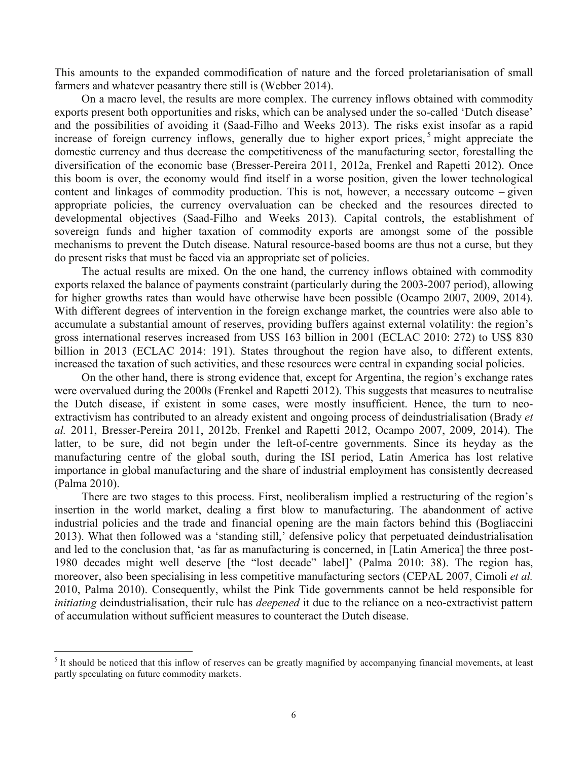This amounts to the expanded commodification of nature and the forced proletarianisation of small farmers and whatever peasantry there still is (Webber 2014).

On a macro level, the results are more complex. The currency inflows obtained with commodity exports present both opportunities and risks, which can be analysed under the so-called 'Dutch disease' and the possibilities of avoiding it (Saad-Filho and Weeks 2013). The risks exist insofar as a rapid increase of foreign currency inflows, generally due to higher export prices,[5] might appreciate the domestic currency and thus decrease the competitiveness of the manufacturing sector, forestalling the diversification of the economic base (Bresser-Pereira 2011, 2012a, Frenkel and Rapetti 2012). Once this boom is over, the economy would find itself in a worse position, given the lower technological content and linkages of commodity production. This is not, however, a necessary outcome – given appropriate policies, the currency overvaluation can be checked and the resources directed to developmental objectives (Saad-Filho and Weeks 2013). Capital controls, the establishment of sovereign funds and higher taxation of commodity exports are amongst some of the possible mechanisms to prevent the Dutch disease. Natural resource-based booms are thus not a curse, but they do present risks that must be faced via an appropriate set of policies.

The actual results are mixed. On the one hand, the currency inflows obtained with commodity exports relaxed the balance of payments constraint (particularly during the 2003-2007 period), allowing for higher growths rates than would have otherwise have been possible (Ocampo 2007, 2009, 2014). With different degrees of intervention in the foreign exchange market, the countries were also able to accumulate a substantial amount of reserves, providing buffers against external volatility: the region's gross international reserves increased from US$ 163 billion in 2001 (ECLAC 2010: 272) to US$ 830 billion in 2013 (ECLAC 2014: 191). States throughout the region have also, to different extents, increased the taxation of such activities, and these resources were central in expanding social policies.

On the other hand, there is strong evidence that, except for Argentina, the region's exchange rates were overvalued during the 2000s (Frenkel and Rapetti 2012). This suggests that measures to neutralise the Dutch disease, if existent in some cases, were mostly insufficient. Hence, the turn to neo-extractivism has contributed to an already existent and ongoing process of deindustrialisation (Brady *et al.* 2011, Bresser-Pereira 2011, 2012b, Frenkel and Rapetti 2012, Ocampo 2007, 2009, 2014). The latter, to be sure, did not begin under the left-of-centre governments. Since its heyday as the manufacturing centre of the global south, during the ISI period, Latin America has lost relative importance in global manufacturing and the share of industrial employment has consistently decreased (Palma 2010).

There are two stages to this process. First, neoliberalism implied a restructuring of the region's insertion in the world market, dealing a first blow to manufacturing. The abandonment of active industrial policies and the trade and financial opening are the main factors behind this (Bogliaccini 2013). What then followed was a 'standing still,' defensive policy that perpetuated deindustrialisation and led to the conclusion that, 'as far as manufacturing is concerned, in [Latin America] the three post-1980 decades might well deserve [the "lost decade" label]' (Palma 2010: 38). The region has, moreover, also been specialising in less competitive manufacturing sectors (CEPAL 2007, Cimoli *et al.* 2010, Palma 2010). Consequently, whilst the Pink Tide governments cannot be held responsible for *initiating* deindustrialisation, their rule has *deepened* it due to the reliance on a neo-extractivist pattern of accumulation without sufficient measures to counteract the Dutch disease.

---

[5] It should be noticed that this inflow of reserves can be greatly magnified by accompanying financial movements, at least partly speculating on future commodity markets.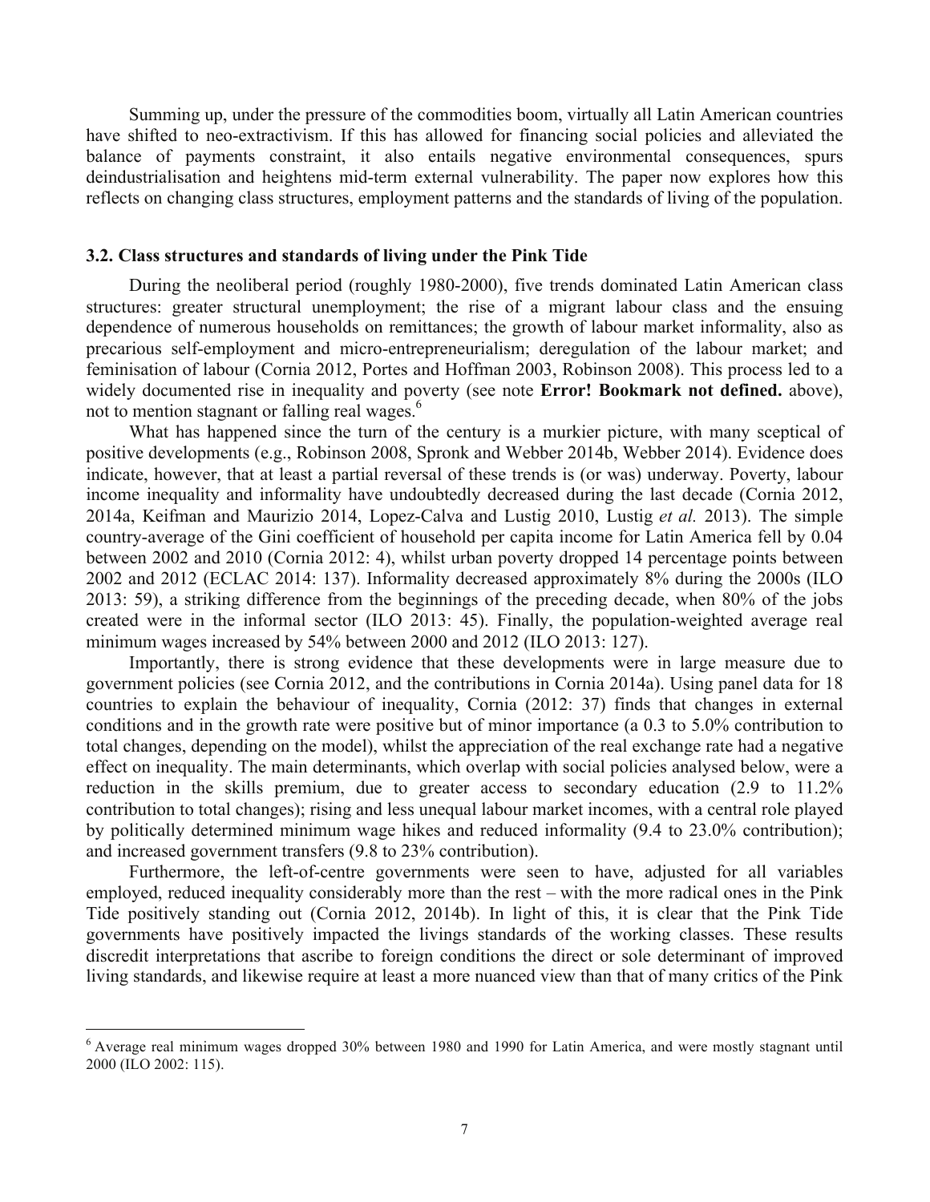Summing up, under the pressure of the commodities boom, virtually all Latin American countries have shifted to neo-extractivism. If this has allowed for financing social policies and alleviated the balance of payments constraint, it also entails negative environmental consequences, spurs deindustrialisation and heightens mid-term external vulnerability. The paper now explores how this reflects on changing class structures, employment patterns and the standards of living of the population.

### 3.2. Class structures and standards of living under the Pink Tide

During the neoliberal period (roughly 1980-2000), five trends dominated Latin American class structures: greater structural unemployment; the rise of a migrant labour class and the ensuing dependence of numerous households on remittances; the growth of labour market informality, also as precarious self-employment and micro-entrepreneurialism; deregulation of the labour market; and feminisation of labour (Cornia 2012, Portes and Hoffman 2003, Robinson 2008). This process led to a widely documented rise in inequality and poverty (see note **Error! Bookmark not defined.** above), not to mention stagnant or falling real wages.[6]

What has happened since the turn of the century is a murkier picture, with many sceptical of positive developments (e.g., Robinson 2008, Spronk and Webber 2014b, Webber 2014). Evidence does indicate, however, that at least a partial reversal of these trends is (or was) underway. Poverty, labour income inequality and informality have undoubtedly decreased during the last decade (Cornia 2012, 2014a, Keifman and Maurizio 2014, Lopez-Calva and Lustig 2010, Lustig *et al.* 2013). The simple country-average of the Gini coefficient of household per capita income for Latin America fell by 0.04 between 2002 and 2010 (Cornia 2012: 4), whilst urban poverty dropped 14 percentage points between 2002 and 2012 (ECLAC 2014: 137). Informality decreased approximately 8% during the 2000s (ILO 2013: 59), a striking difference from the beginnings of the preceding decade, when 80% of the jobs created were in the informal sector (ILO 2013: 45). Finally, the population-weighted average real minimum wages increased by 54% between 2000 and 2012 (ILO 2013: 127).

Importantly, there is strong evidence that these developments were in large measure due to government policies (see Cornia 2012, and the contributions in Cornia 2014a). Using panel data for 18 countries to explain the behaviour of inequality, Cornia (2012: 37) finds that changes in external conditions and in the growth rate were positive but of minor importance (a 0.3 to 5.0% contribution to total changes, depending on the model), whilst the appreciation of the real exchange rate had a negative effect on inequality. The main determinants, which overlap with social policies analysed below, were a reduction in the skills premium, due to greater access to secondary education (2.9 to 11.2% contribution to total changes); rising and less unequal labour market incomes, with a central role played by politically determined minimum wage hikes and reduced informality (9.4 to 23.0% contribution); and increased government transfers (9.8 to 23% contribution).

Furthermore, the left-of-centre governments were seen to have, adjusted for all variables employed, reduced inequality considerably more than the rest – with the more radical ones in the Pink Tide positively standing out (Cornia 2012, 2014b). In light of this, it is clear that the Pink Tide governments have positively impacted the livings standards of the working classes. These results discredit interpretations that ascribe to foreign conditions the direct or sole determinant of improved living standards, and likewise require at least a more nuanced view than that of many critics of the Pink

---

[6] Average real minimum wages dropped 30% between 1980 and 1990 for Latin America, and were mostly stagnant until 2000 (ILO 2002: 115).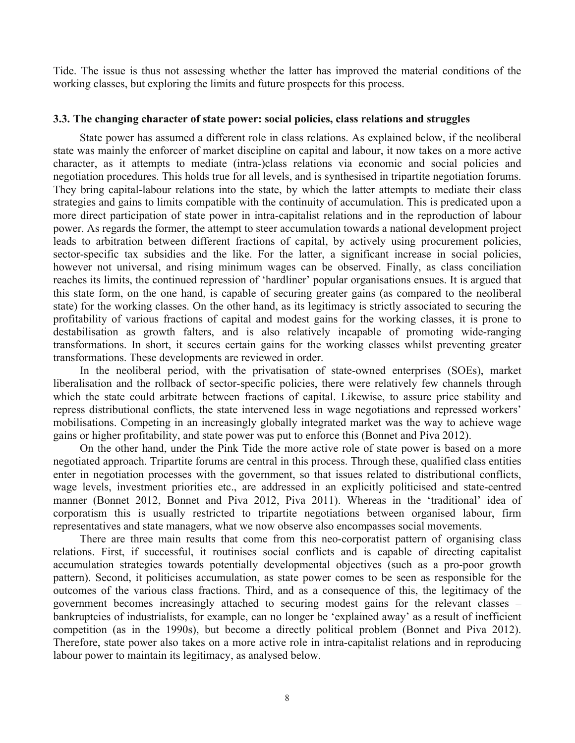Tide. The issue is thus not assessing whether the latter has improved the material conditions of the working classes, but exploring the limits and future prospects for this process.

### 3.3. The changing character of state power: social policies, class relations and struggles

State power has assumed a different role in class relations. As explained below, if the neoliberal state was mainly the enforcer of market discipline on capital and labour, it now takes on a more active character, as it attempts to mediate (intra-)class relations via economic and social policies and negotiation procedures. This holds true for all levels, and is synthesised in tripartite negotiation forums. They bring capital-labour relations into the state, by which the latter attempts to mediate their class strategies and gains to limits compatible with the continuity of accumulation. This is predicated upon a more direct participation of state power in intra-capitalist relations and in the reproduction of labour power. As regards the former, the attempt to steer accumulation towards a national development project leads to arbitration between different fractions of capital, by actively using procurement policies, sector-specific tax subsidies and the like. For the latter, a significant increase in social policies, however not universal, and rising minimum wages can be observed. Finally, as class conciliation reaches its limits, the continued repression of 'hardliner' popular organisations ensues. It is argued that this state form, on the one hand, is capable of securing greater gains (as compared to the neoliberal state) for the working classes. On the other hand, as its legitimacy is strictly associated to securing the profitability of various fractions of capital and modest gains for the working classes, it is prone to destabilisation as growth falters, and is also relatively incapable of promoting wide-ranging transformations. In short, it secures certain gains for the working classes whilst preventing greater transformations. These developments are reviewed in order.

In the neoliberal period, with the privatisation of state-owned enterprises (SOEs), market liberalisation and the rollback of sector-specific policies, there were relatively few channels through which the state could arbitrate between fractions of capital. Likewise, to assure price stability and repress distributional conflicts, the state intervened less in wage negotiations and repressed workers' mobilisations. Competing in an increasingly globally integrated market was the way to achieve wage gains or higher profitability, and state power was put to enforce this (Bonnet and Piva 2012).

On the other hand, under the Pink Tide the more active role of state power is based on a more negotiated approach. Tripartite forums are central in this process. Through these, qualified class entities enter in negotiation processes with the government, so that issues related to distributional conflicts, wage levels, investment priorities etc., are addressed in an explicitly politicised and state-centred manner (Bonnet 2012, Bonnet and Piva 2012, Piva 2011). Whereas in the 'traditional' idea of corporatism this is usually restricted to tripartite negotiations between organised labour, firm representatives and state managers, what we now observe also encompasses social movements.

There are three main results that come from this neo-corporatist pattern of organising class relations. First, if successful, it routinises social conflicts and is capable of directing capitalist accumulation strategies towards potentially developmental objectives (such as a pro-poor growth pattern). Second, it politicises accumulation, as state power comes to be seen as responsible for the outcomes of the various class fractions. Third, and as a consequence of this, the legitimacy of the government becomes increasingly attached to securing modest gains for the relevant classes – bankruptcies of industrialists, for example, can no longer be 'explained away' as a result of inefficient competition (as in the 1990s), but become a directly political problem (Bonnet and Piva 2012). Therefore, state power also takes on a more active role in intra-capitalist relations and in reproducing labour power to maintain its legitimacy, as analysed below.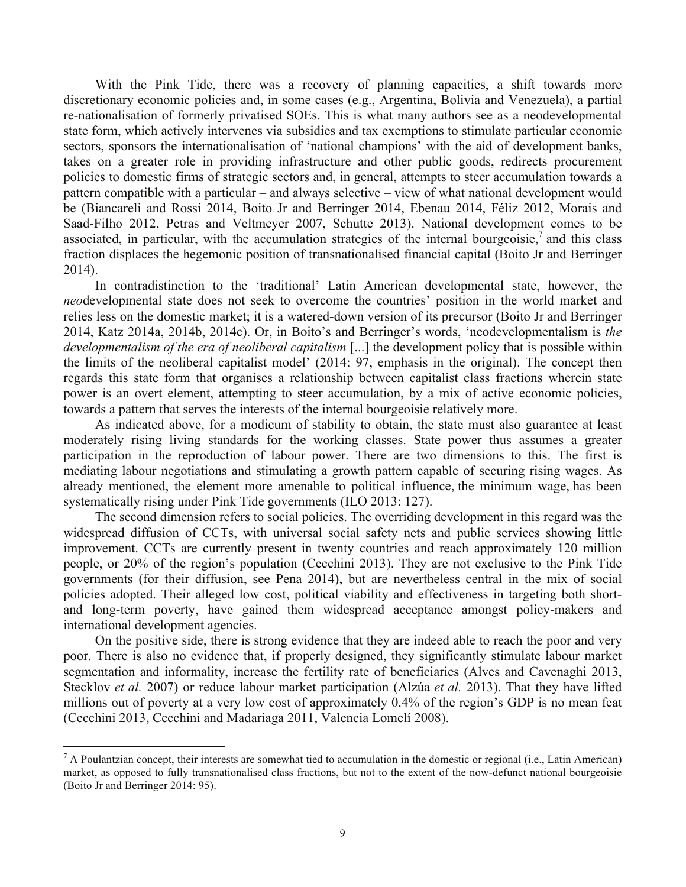With the Pink Tide, there was a recovery of planning capacities, a shift towards more discretionary economic policies and, in some cases (e.g., Argentina, Bolivia and Venezuela), a partial re-nationalisation of formerly privatised SOEs. This is what many authors see as a neodevelopmental state form, which actively intervenes via subsidies and tax exemptions to stimulate particular economic sectors, sponsors the internationalisation of 'national champions' with the aid of development banks, takes on a greater role in providing infrastructure and other public goods, redirects procurement policies to domestic firms of strategic sectors and, in general, attempts to steer accumulation towards a pattern compatible with a particular – and always selective – view of what national development would be (Biancareli and Rossi 2014, Boito Jr and Berringer 2014, Ebenau 2014, Féliz 2012, Morais and Saad-Filho 2012, Petras and Veltmeyer 2007, Schutte 2013). National development comes to be associated, in particular, with the accumulation strategies of the internal bourgeoisie,[7] and this class fraction displaces the hegemonic position of transnationalised financial capital (Boito Jr and Berringer 2014).

In contradistinction to the 'traditional' Latin American developmental state, however, the *neo*developmental state does not seek to overcome the countries' position in the world market and relies less on the domestic market; it is a watered-down version of its precursor (Boito Jr and Berringer 2014, Katz 2014a, 2014b, 2014c). Or, in Boito's and Berringer's words, 'neodevelopmentalism is *the developmentalism of the era of neoliberal capitalism* [...] the development policy that is possible within the limits of the neoliberal capitalist model' (2014: 97, emphasis in the original). The concept then regards this state form that organises a relationship between capitalist class fractions wherein state power is an overt element, attempting to steer accumulation, by a mix of active economic policies, towards a pattern that serves the interests of the internal bourgeoisie relatively more.

As indicated above, for a modicum of stability to obtain, the state must also guarantee at least moderately rising living standards for the working classes. State power thus assumes a greater participation in the reproduction of labour power. There are two dimensions to this. The first is mediating labour negotiations and stimulating a growth pattern capable of securing rising wages. As already mentioned, the element more amenable to political influence, the minimum wage, has been systematically rising under Pink Tide governments (ILO 2013: 127).

The second dimension refers to social policies. The overriding development in this regard was the widespread diffusion of CCTs, with universal social safety nets and public services showing little improvement. CCTs are currently present in twenty countries and reach approximately 120 million people, or 20% of the region's population (Cecchini 2013). They are not exclusive to the Pink Tide governments (for their diffusion, see Pena 2014), but are nevertheless central in the mix of social policies adopted. Their alleged low cost, political viability and effectiveness in targeting both short- and long-term poverty, have gained them widespread acceptance amongst policy-makers and international development agencies.

On the positive side, there is strong evidence that they are indeed able to reach the poor and very poor. There is also no evidence that, if properly designed, they significantly stimulate labour market segmentation and informality, increase the fertility rate of beneficiaries (Alves and Cavenaghi 2013, Stecklov *et al.* 2007) or reduce labour market participation (Alzúa *et al.* 2013). That they have lifted millions out of poverty at a very low cost of approximately 0.4% of the region's GDP is no mean feat (Cecchini 2013, Cecchini and Madariaga 2011, Valencia Lomelí 2008).

[7] A Poulantzian concept, their interests are somewhat tied to accumulation in the domestic or regional (i.e., Latin American) market, as opposed to fully transnationalised class fractions, but not to the extent of the now-defunct national bourgeoisie (Boito Jr and Berringer 2014: 95).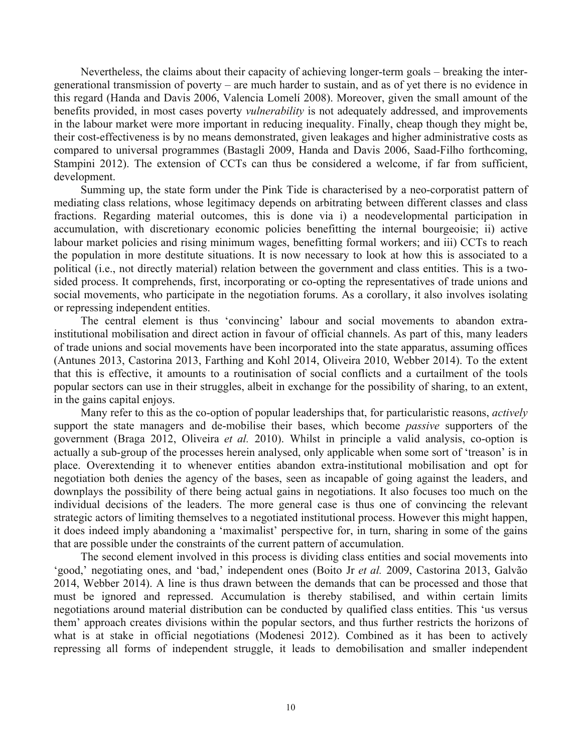Nevertheless, the claims about their capacity of achieving longer-term goals – breaking the inter-generational transmission of poverty – are much harder to sustain, and as of yet there is no evidence in this regard (Handa and Davis 2006, Valencia Lomelí 2008). Moreover, given the small amount of the benefits provided, in most cases poverty *vulnerability* is not adequately addressed, and improvements in the labour market were more important in reducing inequality. Finally, cheap though they might be, their cost-effectiveness is by no means demonstrated, given leakages and higher administrative costs as compared to universal programmes (Bastagli 2009, Handa and Davis 2006, Saad-Filho forthcoming, Stampini 2012). The extension of CCTs can thus be considered a welcome, if far from sufficient, development.

Summing up, the state form under the Pink Tide is characterised by a neo-corporatist pattern of mediating class relations, whose legitimacy depends on arbitrating between different classes and class fractions. Regarding material outcomes, this is done via i) a neodevelopmental participation in accumulation, with discretionary economic policies benefitting the internal bourgeoisie; ii) active labour market policies and rising minimum wages, benefitting formal workers; and iii) CCTs to reach the population in more destitute situations. It is now necessary to look at how this is associated to a political (i.e., not directly material) relation between the government and class entities. This is a two-sided process. It comprehends, first, incorporating or co-opting the representatives of trade unions and social movements, who participate in the negotiation forums. As a corollary, it also involves isolating or repressing independent entities.

The central element is thus 'convincing' labour and social movements to abandon extra-institutional mobilisation and direct action in favour of official channels. As part of this, many leaders of trade unions and social movements have been incorporated into the state apparatus, assuming offices (Antunes 2013, Castorina 2013, Farthing and Kohl 2014, Oliveira 2010, Webber 2014). To the extent that this is effective, it amounts to a routinisation of social conflicts and a curtailment of the tools popular sectors can use in their struggles, albeit in exchange for the possibility of sharing, to an extent, in the gains capital enjoys.

Many refer to this as the co-option of popular leaderships that, for particularistic reasons, *actively* support the state managers and de-mobilise their bases, which become *passive* supporters of the government (Braga 2012, Oliveira *et al.* 2010). Whilst in principle a valid analysis, co-option is actually a sub-group of the processes herein analysed, only applicable when some sort of 'treason' is in place. Overextending it to whenever entities abandon extra-institutional mobilisation and opt for negotiation both denies the agency of the bases, seen as incapable of going against the leaders, and downplays the possibility of there being actual gains in negotiations. It also focuses too much on the individual decisions of the leaders. The more general case is thus one of convincing the relevant strategic actors of limiting themselves to a negotiated institutional process. However this might happen, it does indeed imply abandoning a 'maximalist' perspective for, in turn, sharing in some of the gains that are possible under the constraints of the current pattern of accumulation.

The second element involved in this process is dividing class entities and social movements into 'good,' negotiating ones, and 'bad,' independent ones (Boito Jr *et al.* 2009, Castorina 2013, Galvão 2014, Webber 2014). A line is thus drawn between the demands that can be processed and those that must be ignored and repressed. Accumulation is thereby stabilised, and within certain limits negotiations around material distribution can be conducted by qualified class entities. This 'us versus them' approach creates divisions within the popular sectors, and thus further restricts the horizons of what is at stake in official negotiations (Modenesi 2012). Combined as it has been to actively repressing all forms of independent struggle, it leads to demobilisation and smaller independent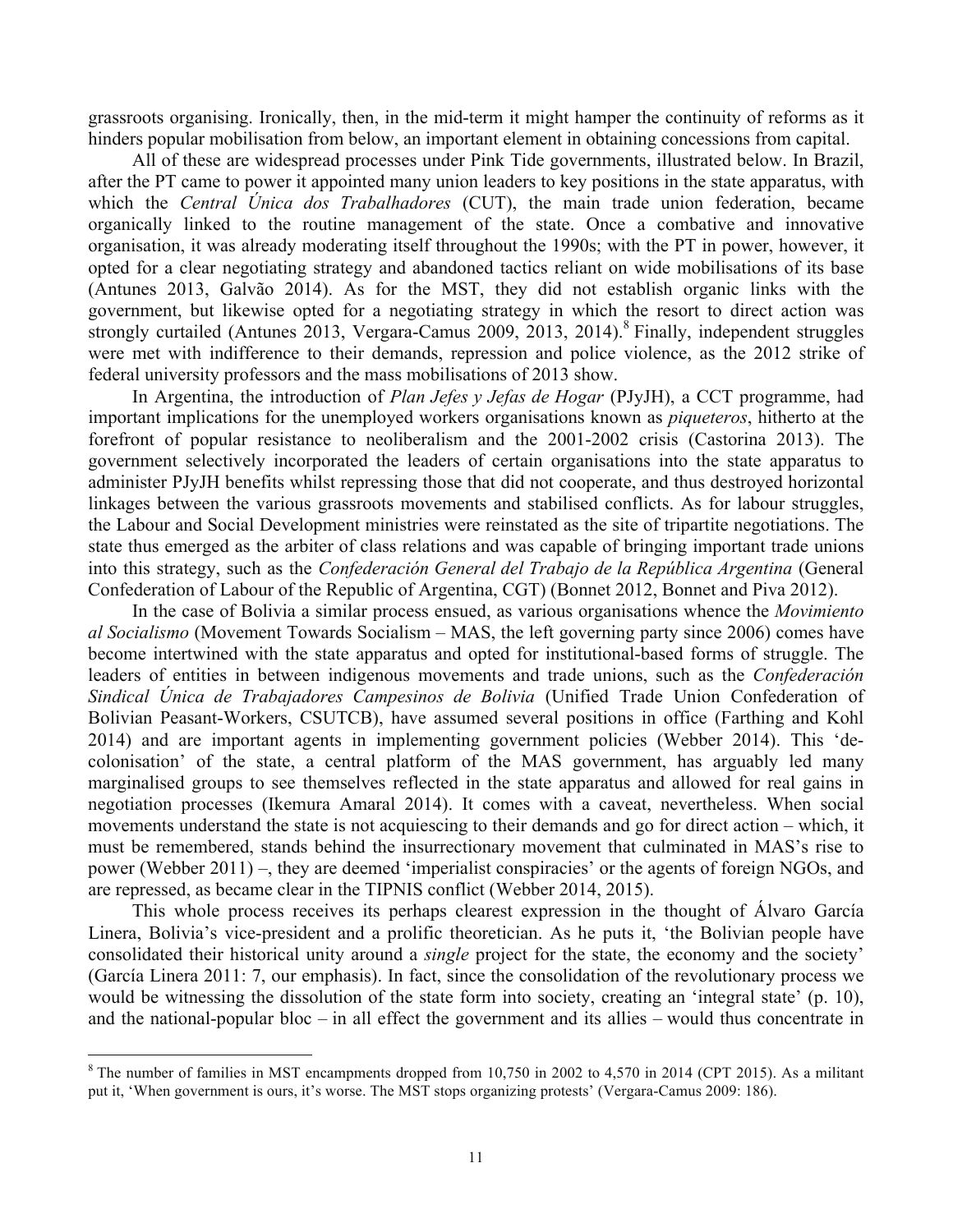grassroots organising. Ironically, then, in the mid-term it might hamper the continuity of reforms as it hinders popular mobilisation from below, an important element in obtaining concessions from capital.

All of these are widespread processes under Pink Tide governments, illustrated below. In Brazil, after the PT came to power it appointed many union leaders to key positions in the state apparatus, with which the *Central Única dos Trabalhadores* (CUT), the main trade union federation, became organically linked to the routine management of the state. Once a combative and innovative organisation, it was already moderating itself throughout the 1990s; with the PT in power, however, it opted for a clear negotiating strategy and abandoned tactics reliant on wide mobilisations of its base (Antunes 2013, Galvão 2014). As for the MST, they did not establish organic links with the government, but likewise opted for a negotiating strategy in which the resort to direct action was strongly curtailed (Antunes 2013, Vergara-Camus 2009, 2013, 2014).[8] Finally, independent struggles were met with indifference to their demands, repression and police violence, as the 2012 strike of federal university professors and the mass mobilisations of 2013 show.

In Argentina, the introduction of *Plan Jefes y Jefas de Hogar* (PJyJH), a CCT programme, had important implications for the unemployed workers organisations known as *piqueteros*, hitherto at the forefront of popular resistance to neoliberalism and the 2001-2002 crisis (Castorina 2013). The government selectively incorporated the leaders of certain organisations into the state apparatus to administer PJyJH benefits whilst repressing those that did not cooperate, and thus destroyed horizontal linkages between the various grassroots movements and stabilised conflicts. As for labour struggles, the Labour and Social Development ministries were reinstated as the site of tripartite negotiations. The state thus emerged as the arbiter of class relations and was capable of bringing important trade unions into this strategy, such as the *Confederación General del Trabajo de la República Argentina* (General Confederation of Labour of the Republic of Argentina, CGT) (Bonnet 2012, Bonnet and Piva 2012).

In the case of Bolivia a similar process ensued, as various organisations whence the *Movimiento al Socialismo* (Movement Towards Socialism – MAS, the left governing party since 2006) comes have become intertwined with the state apparatus and opted for institutional-based forms of struggle. The leaders of entities in between indigenous movements and trade unions, such as the *Confederación Sindical Única de Trabajadores Campesinos de Bolivia* (Unified Trade Union Confederation of Bolivian Peasant-Workers, CSUTCB), have assumed several positions in office (Farthing and Kohl 2014) and are important agents in implementing government policies (Webber 2014). This 'de-colonisation' of the state, a central platform of the MAS government, has arguably led many marginalised groups to see themselves reflected in the state apparatus and allowed for real gains in negotiation processes (Ikemura Amaral 2014). It comes with a caveat, nevertheless. When social movements understand the state is not acquiescing to their demands and go for direct action – which, it must be remembered, stands behind the insurrectionary movement that culminated in MAS's rise to power (Webber 2011) –, they are deemed 'imperialist conspiracies' or the agents of foreign NGOs, and are repressed, as became clear in the TIPNIS conflict (Webber 2014, 2015).

This whole process receives its perhaps clearest expression in the thought of Álvaro García Linera, Bolivia's vice-president and a prolific theoretician. As he puts it, 'the Bolivian people have consolidated their historical unity around a *single* project for the state, the economy and the society' (García Linera 2011: 7, our emphasis). In fact, since the consolidation of the revolutionary process we would be witnessing the dissolution of the state form into society, creating an 'integral state' (p. 10), and the national-popular bloc – in all effect the government and its allies – would thus concentrate in

[8] The number of families in MST encampments dropped from 10,750 in 2002 to 4,570 in 2014 (CPT 2015). As a militant put it, 'When government is ours, it's worse. The MST stops organizing protests' (Vergara-Camus 2009: 186).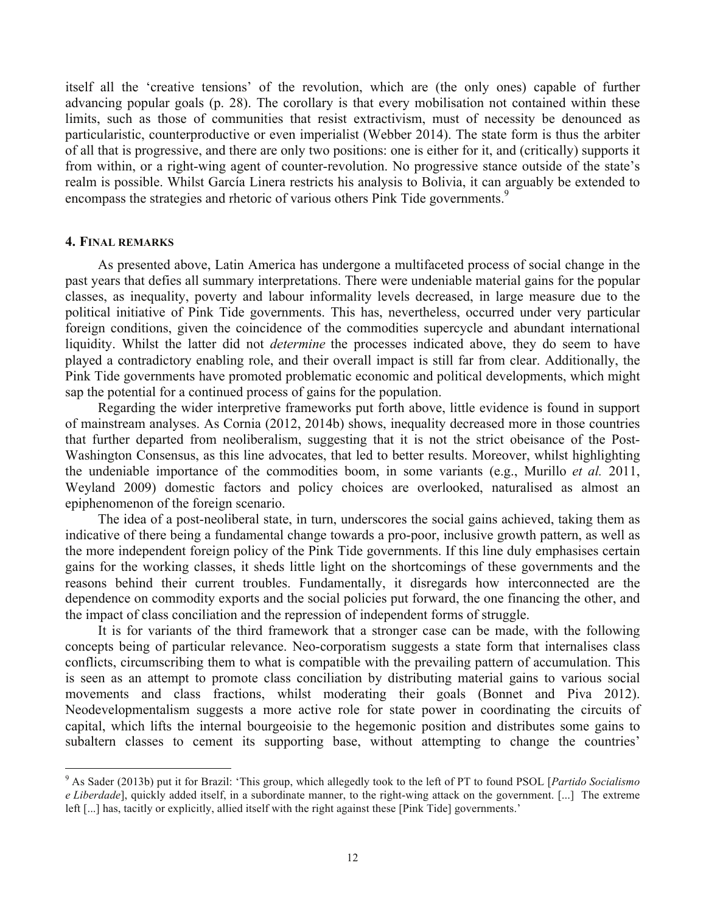itself all the 'creative tensions' of the revolution, which are (the only ones) capable of further advancing popular goals (p. 28). The corollary is that every mobilisation not contained within these limits, such as those of communities that resist extractivism, must of necessity be denounced as particularistic, counterproductive or even imperialist (Webber 2014). The state form is thus the arbiter of all that is progressive, and there are only two positions: one is either for it, and (critically) supports it from within, or a right-wing agent of counter-revolution. No progressive stance outside of the state's realm is possible. Whilst García Linera restricts his analysis to Bolivia, it can arguably be extended to encompass the strategies and rhetoric of various others Pink Tide governments.[9]

## 4. Final remarks

As presented above, Latin America has undergone a multifaceted process of social change in the past years that defies all summary interpretations. There were undeniable material gains for the popular classes, as inequality, poverty and labour informality levels decreased, in large measure due to the political initiative of Pink Tide governments. This has, nevertheless, occurred under very particular foreign conditions, given the coincidence of the commodities supercycle and abundant international liquidity. Whilst the latter did not *determine* the processes indicated above, they do seem to have played a contradictory enabling role, and their overall impact is still far from clear. Additionally, the Pink Tide governments have promoted problematic economic and political developments, which might sap the potential for a continued process of gains for the population.

Regarding the wider interpretive frameworks put forth above, little evidence is found in support of mainstream analyses. As Cornia (2012, 2014b) shows, inequality decreased more in those countries that further departed from neoliberalism, suggesting that it is not the strict obeisance of the Post-Washington Consensus, as this line advocates, that led to better results. Moreover, whilst highlighting the undeniable importance of the commodities boom, in some variants (e.g., Murillo *et al.* 2011, Weyland 2009) domestic factors and policy choices are overlooked, naturalised as almost an epiphenomenon of the foreign scenario.

The idea of a post-neoliberal state, in turn, underscores the social gains achieved, taking them as indicative of there being a fundamental change towards a pro-poor, inclusive growth pattern, as well as the more independent foreign policy of the Pink Tide governments. If this line duly emphasises certain gains for the working classes, it sheds little light on the shortcomings of these governments and the reasons behind their current troubles. Fundamentally, it disregards how interconnected are the dependence on commodity exports and the social policies put forward, the one financing the other, and the impact of class conciliation and the repression of independent forms of struggle.

It is for variants of the third framework that a stronger case can be made, with the following concepts being of particular relevance. Neo-corporatism suggests a state form that internalises class conflicts, circumscribing them to what is compatible with the prevailing pattern of accumulation. This is seen as an attempt to promote class conciliation by distributing material gains to various social movements and class fractions, whilst moderating their goals (Bonnet and Piva 2012). Neodevelopmentalism suggests a more active role for state power in coordinating the circuits of capital, which lifts the internal bourgeoisie to the hegemonic position and distributes some gains to subaltern classes to cement its supporting base, without attempting to change the countries'

[9] As Sader (2013b) put it for Brazil: 'This group, which allegedly took to the left of PT to found PSOL [*Partido Socialismo e Liberdade*], quickly added itself, in a subordinate manner, to the right-wing attack on the government. [...] The extreme left [...] has, tacitly or explicitly, allied itself with the right against these [Pink Tide] governments.'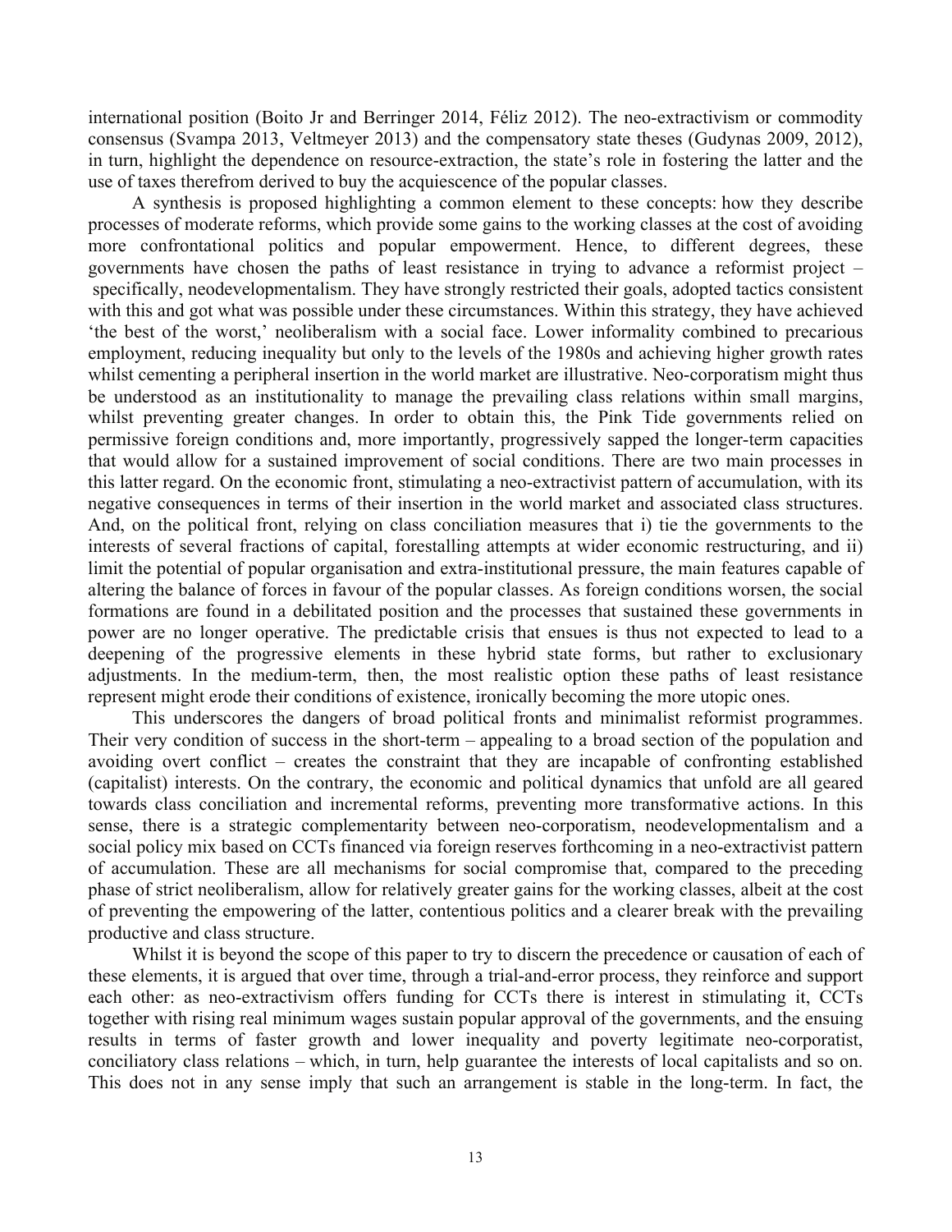international position (Boito Jr and Berringer 2014, Féliz 2012). The neo-extractivism or commodity consensus (Svampa 2013, Veltmeyer 2013) and the compensatory state theses (Gudynas 2009, 2012), in turn, highlight the dependence on resource-extraction, the state's role in fostering the latter and the use of taxes therefrom derived to buy the acquiescence of the popular classes.

A synthesis is proposed highlighting a common element to these concepts: how they describe processes of moderate reforms, which provide some gains to the working classes at the cost of avoiding more confrontational politics and popular empowerment. Hence, to different degrees, these governments have chosen the paths of least resistance in trying to advance a reformist project – specifically, neodevelopmentalism. They have strongly restricted their goals, adopted tactics consistent with this and got what was possible under these circumstances. Within this strategy, they have achieved 'the best of the worst,' neoliberalism with a social face. Lower informality combined to precarious employment, reducing inequality but only to the levels of the 1980s and achieving higher growth rates whilst cementing a peripheral insertion in the world market are illustrative. Neo-corporatism might thus be understood as an institutionality to manage the prevailing class relations within small margins, whilst preventing greater changes. In order to obtain this, the Pink Tide governments relied on permissive foreign conditions and, more importantly, progressively sapped the longer-term capacities that would allow for a sustained improvement of social conditions. There are two main processes in this latter regard. On the economic front, stimulating a neo-extractivist pattern of accumulation, with its negative consequences in terms of their insertion in the world market and associated class structures. And, on the political front, relying on class conciliation measures that i) tie the governments to the interests of several fractions of capital, forestalling attempts at wider economic restructuring, and ii) limit the potential of popular organisation and extra-institutional pressure, the main features capable of altering the balance of forces in favour of the popular classes. As foreign conditions worsen, the social formations are found in a debilitated position and the processes that sustained these governments in power are no longer operative. The predictable crisis that ensues is thus not expected to lead to a deepening of the progressive elements in these hybrid state forms, but rather to exclusionary adjustments. In the medium-term, then, the most realistic option these paths of least resistance represent might erode their conditions of existence, ironically becoming the more utopic ones.

This underscores the dangers of broad political fronts and minimalist reformist programmes. Their very condition of success in the short-term – appealing to a broad section of the population and avoiding overt conflict – creates the constraint that they are incapable of confronting established (capitalist) interests. On the contrary, the economic and political dynamics that unfold are all geared towards class conciliation and incremental reforms, preventing more transformative actions. In this sense, there is a strategic complementarity between neo-corporatism, neodevelopmentalism and a social policy mix based on CCTs financed via foreign reserves forthcoming in a neo-extractivist pattern of accumulation. These are all mechanisms for social compromise that, compared to the preceding phase of strict neoliberalism, allow for relatively greater gains for the working classes, albeit at the cost of preventing the empowering of the latter, contentious politics and a clearer break with the prevailing productive and class structure.

Whilst it is beyond the scope of this paper to try to discern the precedence or causation of each of these elements, it is argued that over time, through a trial-and-error process, they reinforce and support each other: as neo-extractivism offers funding for CCTs there is interest in stimulating it, CCTs together with rising real minimum wages sustain popular approval of the governments, and the ensuing results in terms of faster growth and lower inequality and poverty legitimate neo-corporatist, conciliatory class relations – which, in turn, help guarantee the interests of local capitalists and so on. This does not in any sense imply that such an arrangement is stable in the long-term. In fact, the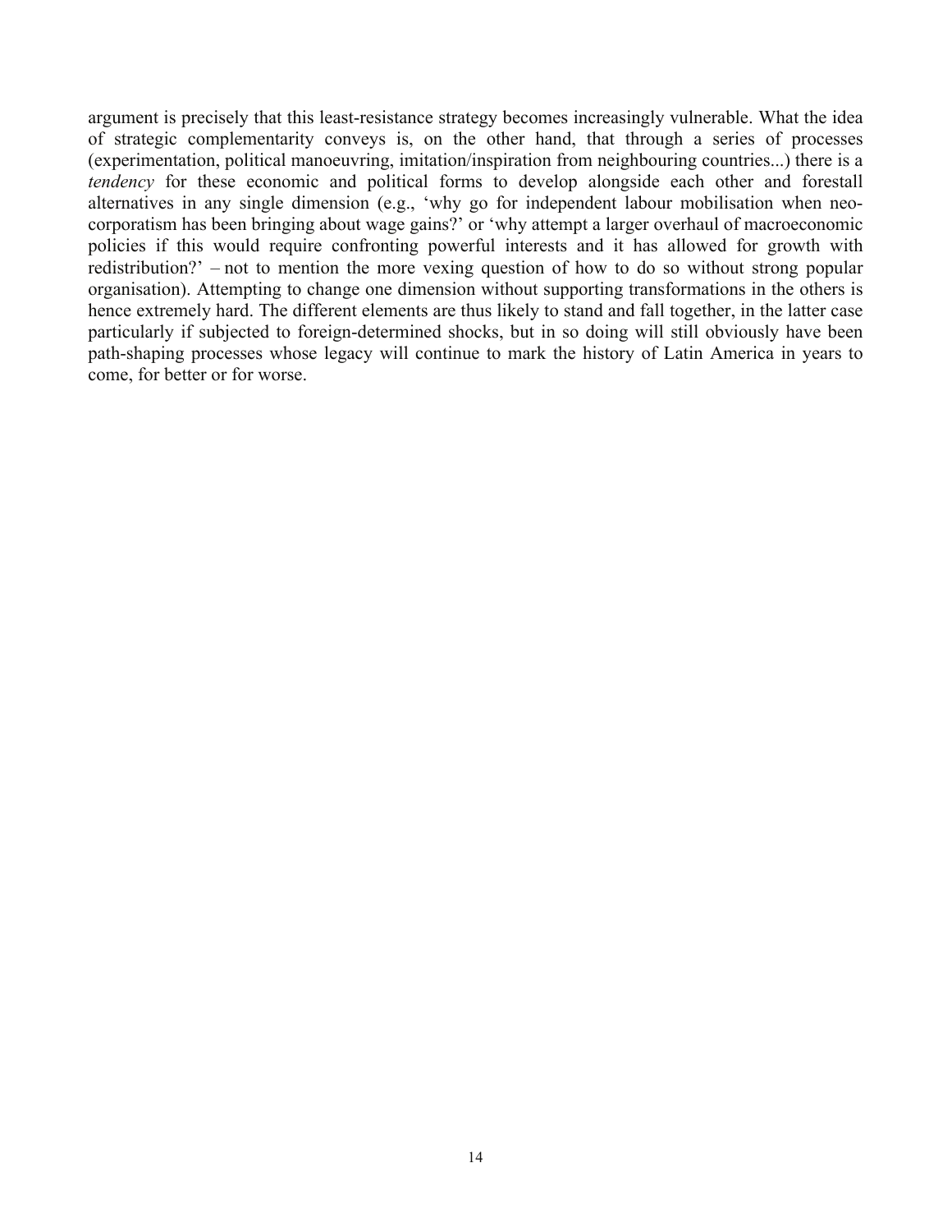argument is precisely that this least-resistance strategy becomes increasingly vulnerable. What the idea of strategic complementarity conveys is, on the other hand, that through a series of processes (experimentation, political manoeuvring, imitation/inspiration from neighbouring countries...) there is a *tendency* for these economic and political forms to develop alongside each other and forestall alternatives in any single dimension (e.g., 'why go for independent labour mobilisation when neo-corporatism has been bringing about wage gains?' or 'why attempt a larger overhaul of macroeconomic policies if this would require confronting powerful interests and it has allowed for growth with redistribution?' – not to mention the more vexing question of how to do so without strong popular organisation). Attempting to change one dimension without supporting transformations in the others is hence extremely hard. The different elements are thus likely to stand and fall together, in the latter case particularly if subjected to foreign-determined shocks, but in so doing will still obviously have been path-shaping processes whose legacy will continue to mark the history of Latin America in years to come, for better or for worse.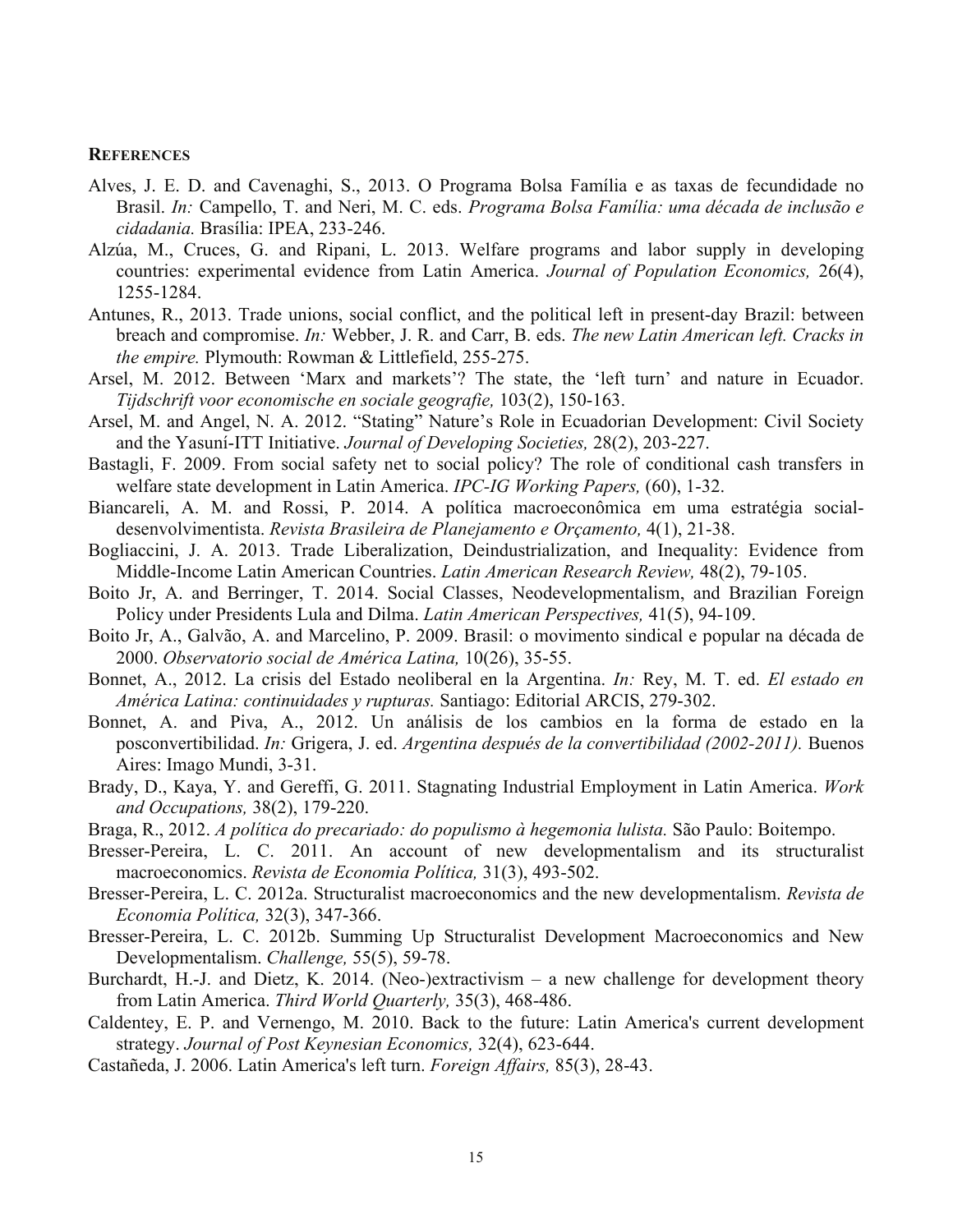## References

Alves, J. E. D. and Cavenaghi, S., 2013. O Programa Bolsa Família e as taxas de fecundidade no Brasil. *In:* Campello, T. and Neri, M. C. eds. *Programa Bolsa Família: uma década de inclusão e cidadania.* Brasília: IPEA, 233-246.

Alzúa, M., Cruces, G. and Ripani, L. 2013. Welfare programs and labor supply in developing countries: experimental evidence from Latin America. *Journal of Population Economics,* 26(4), 1255-1284.

Antunes, R., 2013. Trade unions, social conflict, and the political left in present-day Brazil: between breach and compromise. *In:* Webber, J. R. and Carr, B. eds. *The new Latin American left. Cracks in the empire.* Plymouth: Rowman & Littlefield, 255-275.

Arsel, M. 2012. Between 'Marx and markets'? The state, the 'left turn' and nature in Ecuador. *Tijdschrift voor economische en sociale geografie,* 103(2), 150-163.

Arsel, M. and Angel, N. A. 2012. "Stating" Nature's Role in Ecuadorian Development: Civil Society and the Yasuní-ITT Initiative. *Journal of Developing Societies,* 28(2), 203-227.

Bastagli, F. 2009. From social safety net to social policy? The role of conditional cash transfers in welfare state development in Latin America. *IPC-IG Working Papers,* (60), 1-32.

Biancareli, A. M. and Rossi, P. 2014. A política macroeconômica em uma estratégia social-desenvolvimentista. *Revista Brasileira de Planejamento e Orçamento,* 4(1), 21-38.

Bogliaccini, J. A. 2013. Trade Liberalization, Deindustrialization, and Inequality: Evidence from Middle-Income Latin American Countries. *Latin American Research Review,* 48(2), 79-105.

Boito Jr, A. and Berringer, T. 2014. Social Classes, Neodevelopmentalism, and Brazilian Foreign Policy under Presidents Lula and Dilma. *Latin American Perspectives,* 41(5), 94-109.

Boito Jr, A., Galvão, A. and Marcelino, P. 2009. Brasil: o movimento sindical e popular na década de 2000. *Observatorio social de América Latina,* 10(26), 35-55.

Bonnet, A., 2012. La crisis del Estado neoliberal en la Argentina. *In:* Rey, M. T. ed. *El estado en América Latina: continuidades y rupturas.* Santiago: Editorial ARCIS, 279-302.

Bonnet, A. and Piva, A., 2012. Un análisis de los cambios en la forma de estado en la posconvertibilidad. *In:* Grigera, J. ed. *Argentina después de la convertibilidad (2002-2011).* Buenos Aires: Imago Mundi, 3-31.

Brady, D., Kaya, Y. and Gereffi, G. 2011. Stagnating Industrial Employment in Latin America. *Work and Occupations,* 38(2), 179-220.

Braga, R., 2012. *A política do precariado: do populismo à hegemonia lulista.* São Paulo: Boitempo.

Bresser-Pereira, L. C. 2011. An account of new developmentalism and its structuralist macroeconomics. *Revista de Economia Política,* 31(3), 493-502.

Bresser-Pereira, L. C. 2012a. Structuralist macroeconomics and the new developmentalism. *Revista de Economia Política,* 32(3), 347-366.

Bresser-Pereira, L. C. 2012b. Summing Up Structuralist Development Macroeconomics and New Developmentalism. *Challenge,* 55(5), 59-78.

Burchardt, H.-J. and Dietz, K. 2014. (Neo-)extractivism – a new challenge for development theory from Latin America. *Third World Quarterly,* 35(3), 468-486.

Caldentey, E. P. and Vernengo, M. 2010. Back to the future: Latin America's current development strategy. *Journal of Post Keynesian Economics,* 32(4), 623-644.

Castañeda, J. 2006. Latin America's left turn. *Foreign Affairs,* 85(3), 28-43.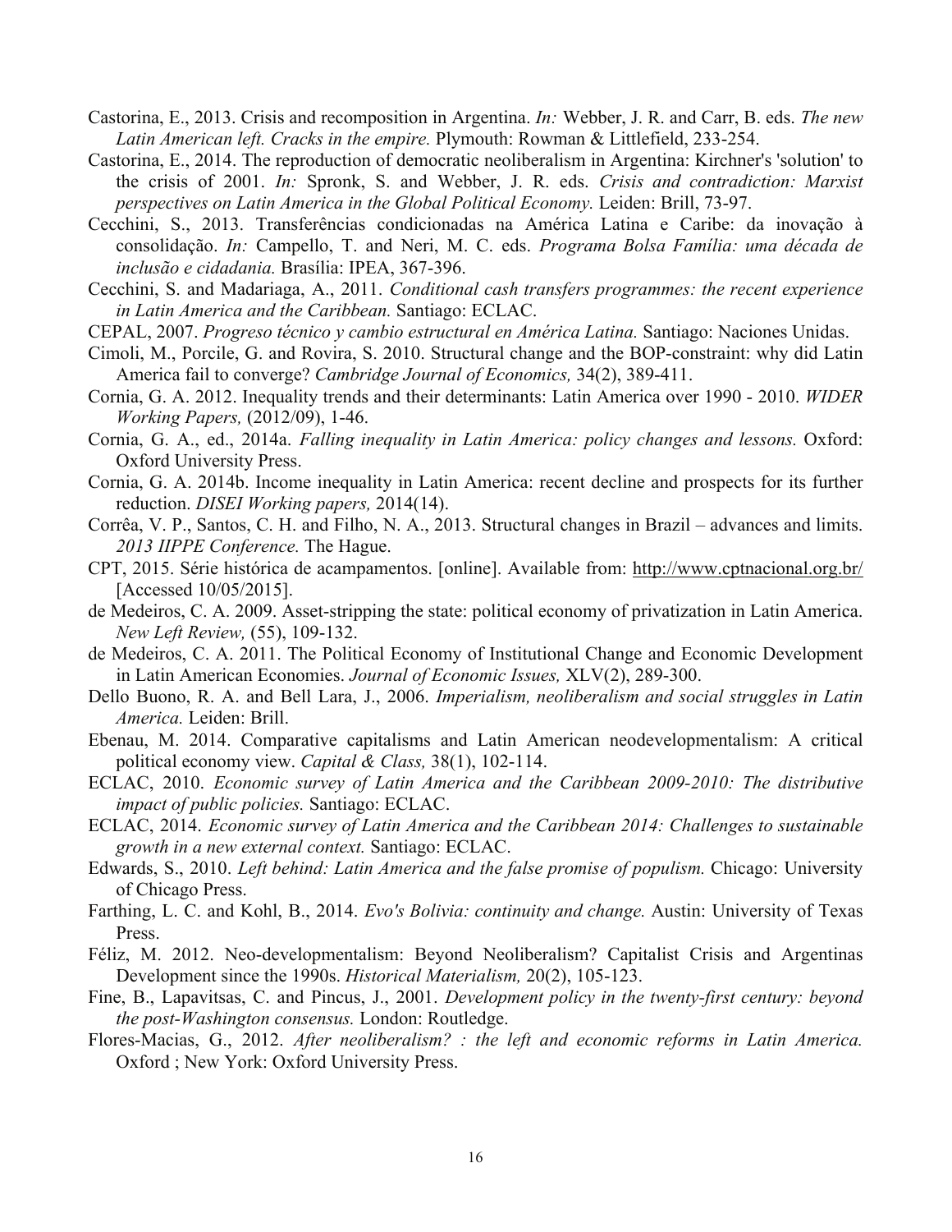Castorina, E., 2013. Crisis and recomposition in Argentina. *In:* Webber, J. R. and Carr, B. eds. *The new Latin American left. Cracks in the empire.* Plymouth: Rowman & Littlefield, 233-254.

Castorina, E., 2014. The reproduction of democratic neoliberalism in Argentina: Kirchner's 'solution' to the crisis of 2001. *In:* Spronk, S. and Webber, J. R. eds. *Crisis and contradiction: Marxist perspectives on Latin America in the Global Political Economy.* Leiden: Brill, 73-97.

Cecchini, S., 2013. Transferências condicionadas na América Latina e Caribe: da inovação à consolidação. *In:* Campello, T. and Neri, M. C. eds. *Programa Bolsa Família: uma década de inclusão e cidadania.* Brasília: IPEA, 367-396.

Cecchini, S. and Madariaga, A., 2011. *Conditional cash transfers programmes: the recent experience in Latin America and the Caribbean.* Santiago: ECLAC.

CEPAL, 2007. *Progreso técnico y cambio estructural en América Latina.* Santiago: Naciones Unidas.

Cimoli, M., Porcile, G. and Rovira, S. 2010. Structural change and the BOP-constraint: why did Latin America fail to converge? *Cambridge Journal of Economics,* 34(2), 389-411.

Cornia, G. A. 2012. Inequality trends and their determinants: Latin America over 1990 - 2010. *WIDER Working Papers,* (2012/09), 1-46.

Cornia, G. A., ed., 2014a. *Falling inequality in Latin America: policy changes and lessons.* Oxford: Oxford University Press.

Cornia, G. A. 2014b. Income inequality in Latin America: recent decline and prospects for its further reduction. *DISEI Working papers,* 2014(14).

Corrêa, V. P., Santos, C. H. and Filho, N. A., 2013. Structural changes in Brazil – advances and limits. *2013 IIPPE Conference.* The Hague.

CPT, 2015. Série histórica de acampamentos. [online]. Available from: http://www.cptnacional.org.br/ [Accessed 10/05/2015].

de Medeiros, C. A. 2009. Asset-stripping the state: political economy of privatization in Latin America. *New Left Review,* (55), 109-132.

de Medeiros, C. A. 2011. The Political Economy of Institutional Change and Economic Development in Latin American Economies. *Journal of Economic Issues,* XLV(2), 289-300.

Dello Buono, R. A. and Bell Lara, J., 2006. *Imperialism, neoliberalism and social struggles in Latin America.* Leiden: Brill.

Ebenau, M. 2014. Comparative capitalisms and Latin American neodevelopmentalism: A critical political economy view. *Capital & Class,* 38(1), 102-114.

ECLAC, 2010. *Economic survey of Latin America and the Caribbean 2009-2010: The distributive impact of public policies.* Santiago: ECLAC.

ECLAC, 2014. *Economic survey of Latin America and the Caribbean 2014: Challenges to sustainable growth in a new external context.* Santiago: ECLAC.

Edwards, S., 2010. *Left behind: Latin America and the false promise of populism.* Chicago: University of Chicago Press.

Farthing, L. C. and Kohl, B., 2014. *Evo's Bolivia: continuity and change.* Austin: University of Texas Press.

Féliz, M. 2012. Neo-developmentalism: Beyond Neoliberalism? Capitalist Crisis and Argentinas Development since the 1990s. *Historical Materialism,* 20(2), 105-123.

Fine, B., Lapavitsas, C. and Pincus, J., 2001. *Development policy in the twenty-first century: beyond the post-Washington consensus.* London: Routledge.

Flores-Macias, G., 2012. *After neoliberalism? : the left and economic reforms in Latin America.* Oxford ; New York: Oxford University Press.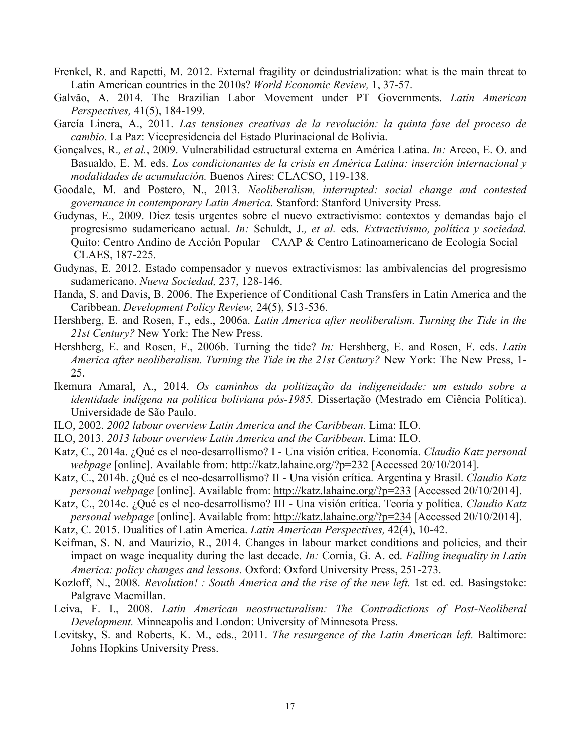Frenkel, R. and Rapetti, M. 2012. External fragility or deindustrialization: what is the main threat to Latin American countries in the 2010s? *World Economic Review,* 1, 37-57.

Galvão, A. 2014. The Brazilian Labor Movement under PT Governments. *Latin American Perspectives,* 41(5), 184-199.

García Linera, A., 2011. *Las tensiones creativas de la revolución: la quinta fase del proceso de cambio.* La Paz: Vicepresidencia del Estado Plurinacional de Bolivia.

Gonçalves, R.*, et al.*, 2009. Vulnerabilidad estructural externa en América Latina. *In:* Arceo, E. O. and Basualdo, E. M. eds. *Los condicionantes de la crisis en América Latina: inserción internacional y modalidades de acumulación.* Buenos Aires: CLACSO, 119-138.

Goodale, M. and Postero, N., 2013. *Neoliberalism, interrupted: social change and contested governance in contemporary Latin America.* Stanford: Stanford University Press.

Gudynas, E., 2009. Diez tesis urgentes sobre el nuevo extractivismo: contextos y demandas bajo el progresismo sudamericano actual. *In:* Schuldt, J.*, et al.* eds. *Extractivismo, política y sociedad.* Quito: Centro Andino de Acción Popular – CAAP & Centro Latinoamericano de Ecología Social – CLAES, 187-225.

Gudynas, E. 2012. Estado compensador y nuevos extractivismos: las ambivalencias del progresismo sudamericano. *Nueva Sociedad,* 237, 128-146.

Handa, S. and Davis, B. 2006. The Experience of Conditional Cash Transfers in Latin America and the Caribbean. *Development Policy Review,* 24(5), 513-536.

Hershberg, E. and Rosen, F., eds., 2006a. *Latin America after neoliberalism. Turning the Tide in the 21st Century?* New York: The New Press.

Hershberg, E. and Rosen, F., 2006b. Turning the tide? *In:* Hershberg, E. and Rosen, F. eds. *Latin America after neoliberalism. Turning the Tide in the 21st Century?* New York: The New Press, 1-25.

Ikemura Amaral, A., 2014. *Os caminhos da politização da indigeneidade: um estudo sobre a identidade indígena na política boliviana pós-1985.* Dissertação (Mestrado em Ciência Política). Universidade de São Paulo.

ILO, 2002. *2002 labour overview Latin America and the Caribbean.* Lima: ILO.

ILO, 2013. *2013 labour overview Latin America and the Caribbean.* Lima: ILO.

Katz, C., 2014a. ¿Qué es el neo-desarrollismo? I - Una visión crítica. Economía. *Claudio Katz personal webpage* [online]. Available from: http://katz.lahaine.org/?p=232 [Accessed 20/10/2014].

Katz, C., 2014b. ¿Qué es el neo-desarrollismo? II - Una visión crítica. Argentina y Brasil. *Claudio Katz personal webpage* [online]. Available from: http://katz.lahaine.org/?p=233 [Accessed 20/10/2014].

Katz, C., 2014c. ¿Qué es el neo-desarrollismo? III - Una visión crítica. Teoría y política. *Claudio Katz personal webpage* [online]. Available from: http://katz.lahaine.org/?p=234 [Accessed 20/10/2014].

Katz, C. 2015. Dualities of Latin America. *Latin American Perspectives,* 42(4), 10-42.

Keifman, S. N. and Maurizio, R., 2014. Changes in labour market conditions and policies, and their impact on wage inequality during the last decade. *In:* Cornia, G. A. ed. *Falling inequality in Latin America: policy changes and lessons.* Oxford: Oxford University Press, 251-273.

Kozloff, N., 2008. *Revolution! : South America and the rise of the new left.* 1st ed. ed. Basingstoke: Palgrave Macmillan.

Leiva, F. I., 2008. *Latin American neostructuralism: The Contradictions of Post-Neoliberal Development.* Minneapolis and London: University of Minnesota Press.

Levitsky, S. and Roberts, K. M., eds., 2011. *The resurgence of the Latin American left.* Baltimore: Johns Hopkins University Press.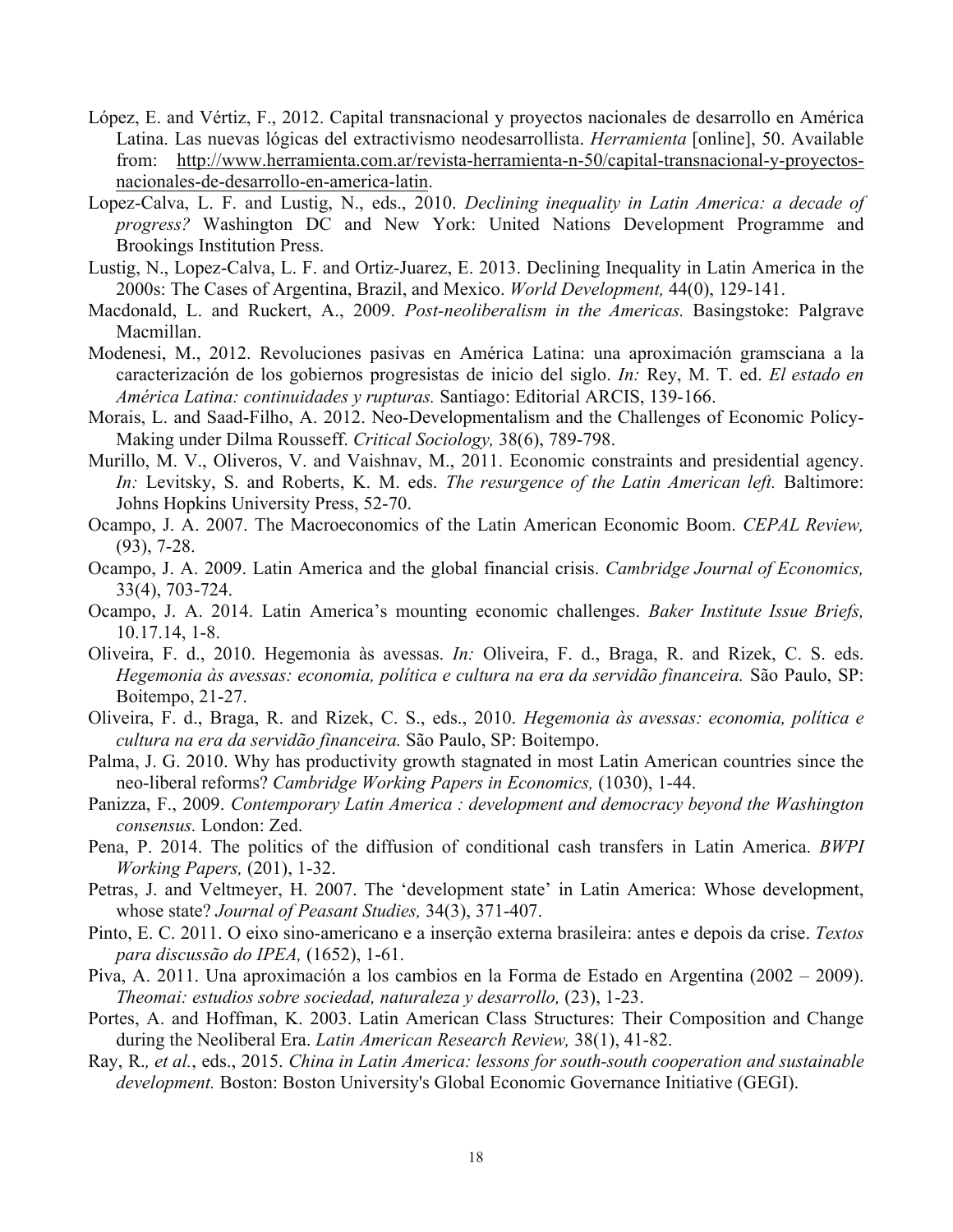López, E. and Vértiz, F., 2012. Capital transnacional y proyectos nacionales de desarrollo en América Latina. Las nuevas lógicas del extractivismo neodesarrollista. *Herramienta* [online], 50. Available from: http://www.herramienta.com.ar/revista-herramienta-n-50/capital-transnacional-y-proyectos-nacionales-de-desarrollo-en-america-latin.

Lopez-Calva, L. F. and Lustig, N., eds., 2010. *Declining inequality in Latin America: a decade of progress?* Washington DC and New York: United Nations Development Programme and Brookings Institution Press.

Lustig, N., Lopez-Calva, L. F. and Ortiz-Juarez, E. 2013. Declining Inequality in Latin America in the 2000s: The Cases of Argentina, Brazil, and Mexico. *World Development,* 44(0), 129-141.

Macdonald, L. and Ruckert, A., 2009. *Post-neoliberalism in the Americas.* Basingstoke: Palgrave Macmillan.

Modenesi, M., 2012. Revoluciones pasivas en América Latina: una aproximación gramsciana a la caracterización de los gobiernos progresistas de inicio del siglo. *In:* Rey, M. T. ed. *El estado en América Latina: continuidades y rupturas.* Santiago: Editorial ARCIS, 139-166.

Morais, L. and Saad-Filho, A. 2012. Neo-Developmentalism and the Challenges of Economic Policy-Making under Dilma Rousseff. *Critical Sociology,* 38(6), 789-798.

Murillo, M. V., Oliveros, V. and Vaishnav, M., 2011. Economic constraints and presidential agency. *In:* Levitsky, S. and Roberts, K. M. eds. *The resurgence of the Latin American left.* Baltimore: Johns Hopkins University Press, 52-70.

Ocampo, J. A. 2007. The Macroeconomics of the Latin American Economic Boom. *CEPAL Review,* (93), 7-28.

Ocampo, J. A. 2009. Latin America and the global financial crisis. *Cambridge Journal of Economics,* 33(4), 703-724.

Ocampo, J. A. 2014. Latin America's mounting economic challenges. *Baker Institute Issue Briefs,* 10.17.14, 1-8.

Oliveira, F. d., 2010. Hegemonia às avessas. *In:* Oliveira, F. d., Braga, R. and Rizek, C. S. eds. *Hegemonia às avessas: economia, política e cultura na era da servidão financeira.* São Paulo, SP: Boitempo, 21-27.

Oliveira, F. d., Braga, R. and Rizek, C. S., eds., 2010. *Hegemonia às avessas: economia, política e cultura na era da servidão financeira.* São Paulo, SP: Boitempo.

Palma, J. G. 2010. Why has productivity growth stagnated in most Latin American countries since the neo-liberal reforms? *Cambridge Working Papers in Economics,* (1030), 1-44.

Panizza, F., 2009. *Contemporary Latin America : development and democracy beyond the Washington consensus.* London: Zed.

Pena, P. 2014. The politics of the diffusion of conditional cash transfers in Latin America. *BWPI Working Papers,* (201), 1-32.

Petras, J. and Veltmeyer, H. 2007. The 'development state' in Latin America: Whose development, whose state? *Journal of Peasant Studies,* 34(3), 371-407.

Pinto, E. C. 2011. O eixo sino-americano e a inserção externa brasileira: antes e depois da crise. *Textos para discussão do IPEA,* (1652), 1-61.

Piva, A. 2011. Una aproximación a los cambios en la Forma de Estado en Argentina (2002 – 2009). *Theomai: estudios sobre sociedad, naturaleza y desarrollo,* (23), 1-23.

Portes, A. and Hoffman, K. 2003. Latin American Class Structures: Their Composition and Change during the Neoliberal Era. *Latin American Research Review,* 38(1), 41-82.

Ray, R*., et al.*, eds., 2015. *China in Latin America: lessons for south-south cooperation and sustainable development.* Boston: Boston University's Global Economic Governance Initiative (GEGI).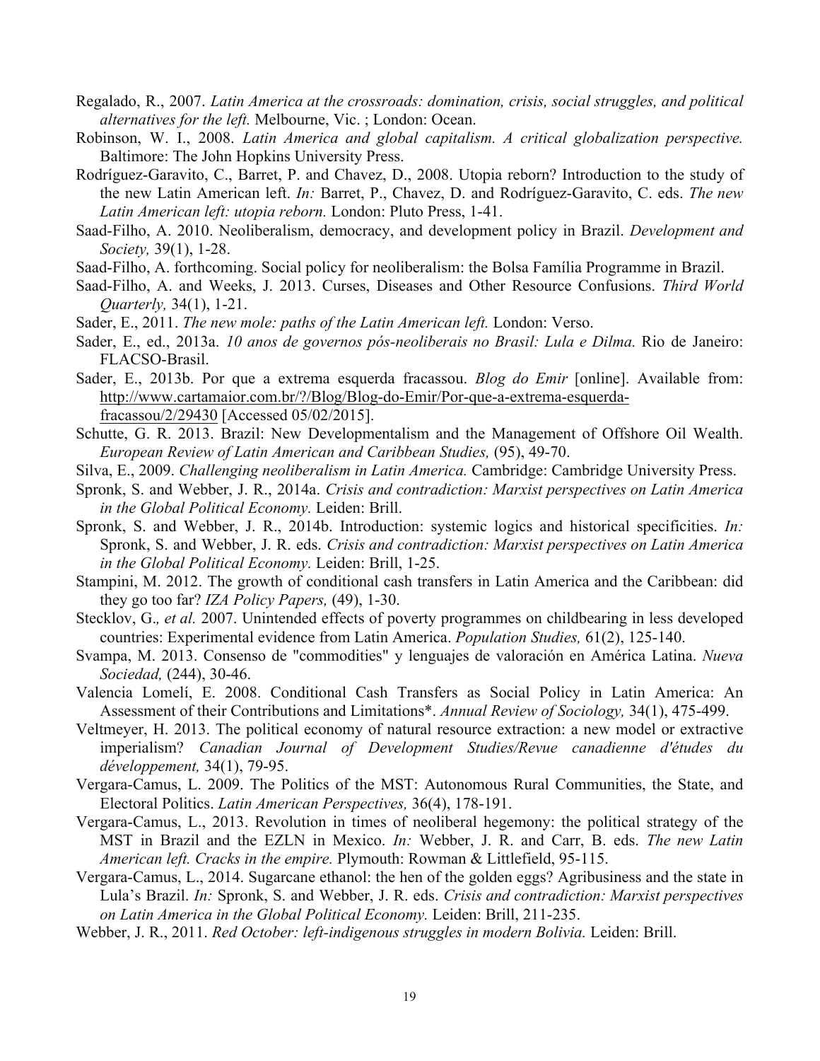Regalado, R., 2007. *Latin America at the crossroads: domination, crisis, social struggles, and political alternatives for the left.* Melbourne, Vic. ; London: Ocean.

Robinson, W. I., 2008. *Latin America and global capitalism. A critical globalization perspective.* Baltimore: The John Hopkins University Press.

Rodríguez-Garavito, C., Barret, P. and Chavez, D., 2008. Utopia reborn? Introduction to the study of the new Latin American left. *In:* Barret, P., Chavez, D. and Rodríguez-Garavito, C. eds. *The new Latin American left: utopia reborn.* London: Pluto Press, 1-41.

Saad-Filho, A. 2010. Neoliberalism, democracy, and development policy in Brazil. *Development and Society,* 39(1), 1-28.

Saad-Filho, A. forthcoming. Social policy for neoliberalism: the Bolsa Família Programme in Brazil.

Saad-Filho, A. and Weeks, J. 2013. Curses, Diseases and Other Resource Confusions. *Third World Quarterly,* 34(1), 1-21.

Sader, E., 2011. *The new mole: paths of the Latin American left.* London: Verso.

Sader, E., ed., 2013a. *10 anos de governos pós-neoliberais no Brasil: Lula e Dilma.* Rio de Janeiro: FLACSO-Brasil.

Sader, E., 2013b. Por que a extrema esquerda fracassou. *Blog do Emir* [online]. Available from: http://www.cartamaior.com.br/?/Blog/Blog-do-Emir/Por-que-a-extrema-esquerda-fracassou/2/29430 [Accessed 05/02/2015].

Schutte, G. R. 2013. Brazil: New Developmentalism and the Management of Offshore Oil Wealth. *European Review of Latin American and Caribbean Studies,* (95), 49-70.

Silva, E., 2009. *Challenging neoliberalism in Latin America.* Cambridge: Cambridge University Press.

Spronk, S. and Webber, J. R., 2014a. *Crisis and contradiction: Marxist perspectives on Latin America in the Global Political Economy.* Leiden: Brill.

Spronk, S. and Webber, J. R., 2014b. Introduction: systemic logics and historical specificities. *In:* Spronk, S. and Webber, J. R. eds. *Crisis and contradiction: Marxist perspectives on Latin America in the Global Political Economy.* Leiden: Brill, 1-25.

Stampini, M. 2012. The growth of conditional cash transfers in Latin America and the Caribbean: did they go too far? *IZA Policy Papers,* (49), 1-30.

Stecklov, G*., et al.* 2007. Unintended effects of poverty programmes on childbearing in less developed countries: Experimental evidence from Latin America. *Population Studies,* 61(2), 125-140.

Svampa, M. 2013. Consenso de "commodities" y lenguajes de valoración en América Latina. *Nueva Sociedad,* (244), 30-46.

Valencia Lomelí, E. 2008. Conditional Cash Transfers as Social Policy in Latin America: An Assessment of their Contributions and Limitations*. *Annual Review of Sociology,* 34(1), 475-499.

Veltmeyer, H. 2013. The political economy of natural resource extraction: a new model or extractive imperialism? *Canadian Journal of Development Studies/Revue canadienne d'études du développement,* 34(1), 79-95.

Vergara-Camus, L. 2009. The Politics of the MST: Autonomous Rural Communities, the State, and Electoral Politics. *Latin American Perspectives,* 36(4), 178-191.

Vergara-Camus, L., 2013. Revolution in times of neoliberal hegemony: the political strategy of the MST in Brazil and the EZLN in Mexico. *In:* Webber, J. R. and Carr, B. eds. *The new Latin American left. Cracks in the empire.* Plymouth: Rowman & Littlefield, 95-115.

Vergara-Camus, L., 2014. Sugarcane ethanol: the hen of the golden eggs? Agribusiness and the state in Lula's Brazil. *In:* Spronk, S. and Webber, J. R. eds. *Crisis and contradiction: Marxist perspectives on Latin America in the Global Political Economy.* Leiden: Brill, 211-235.

Webber, J. R., 2011. *Red October: left-indigenous struggles in modern Bolivia.* Leiden: Brill.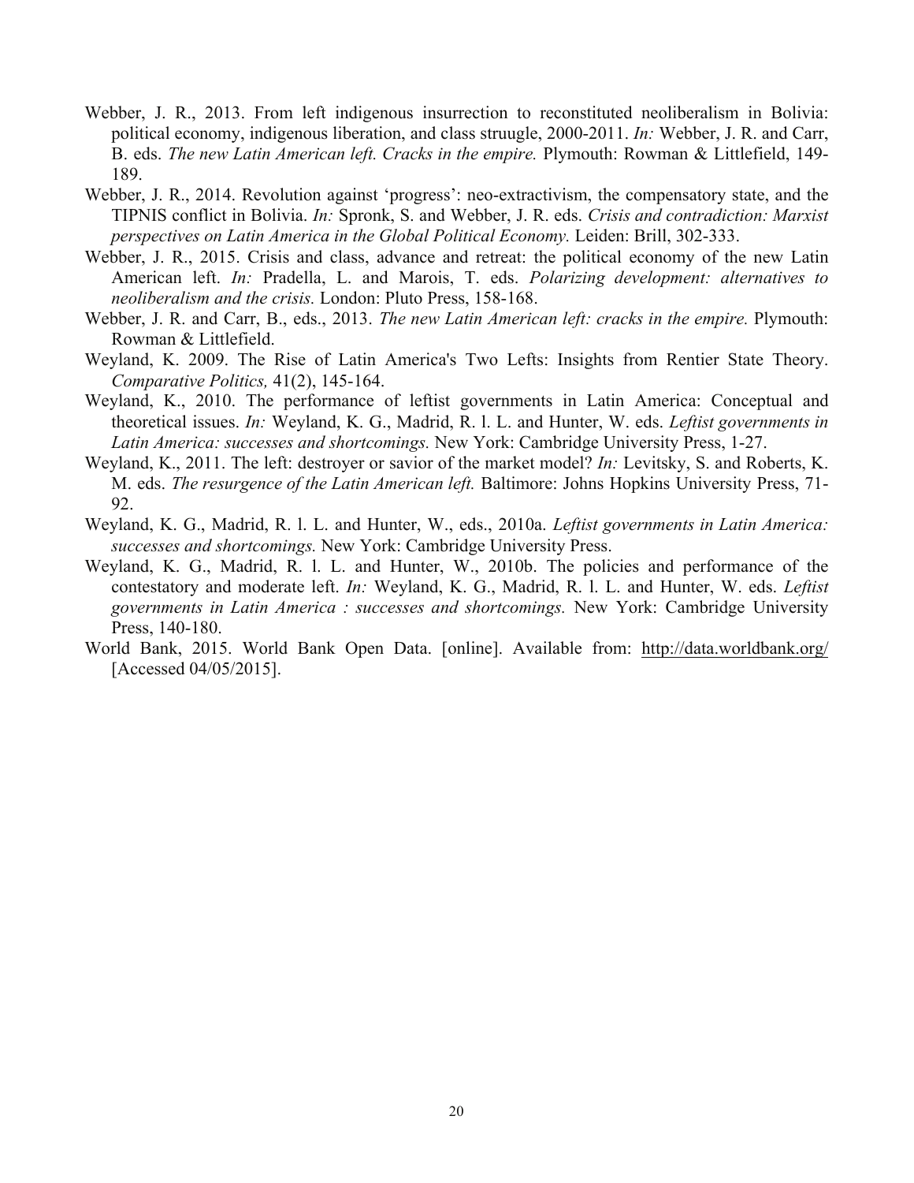Webber, J. R., 2013. From left indigenous insurrection to reconstituted neoliberalism in Bolivia: political economy, indigenous liberation, and class struugle, 2000-2011. *In:* Webber, J. R. and Carr, B. eds. *The new Latin American left. Cracks in the empire.* Plymouth: Rowman & Littlefield, 149-189.

Webber, J. R., 2014. Revolution against 'progress': neo-extractivism, the compensatory state, and the TIPNIS conflict in Bolivia. *In:* Spronk, S. and Webber, J. R. eds. *Crisis and contradiction: Marxist perspectives on Latin America in the Global Political Economy.* Leiden: Brill, 302-333.

Webber, J. R., 2015. Crisis and class, advance and retreat: the political economy of the new Latin American left. *In:* Pradella, L. and Marois, T. eds. *Polarizing development: alternatives to neoliberalism and the crisis.* London: Pluto Press, 158-168.

Webber, J. R. and Carr, B., eds., 2013. *The new Latin American left: cracks in the empire.* Plymouth: Rowman & Littlefield.

Weyland, K. 2009. The Rise of Latin America's Two Lefts: Insights from Rentier State Theory. *Comparative Politics,* 41(2), 145-164.

Weyland, K., 2010. The performance of leftist governments in Latin America: Conceptual and theoretical issues. *In:* Weyland, K. G., Madrid, R. l. L. and Hunter, W. eds. *Leftist governments in Latin America: successes and shortcomings.* New York: Cambridge University Press, 1-27.

Weyland, K., 2011. The left: destroyer or savior of the market model? *In:* Levitsky, S. and Roberts, K. M. eds. *The resurgence of the Latin American left.* Baltimore: Johns Hopkins University Press, 71-92.

Weyland, K. G., Madrid, R. l. L. and Hunter, W., eds., 2010a. *Leftist governments in Latin America: successes and shortcomings.* New York: Cambridge University Press.

Weyland, K. G., Madrid, R. l. L. and Hunter, W., 2010b. The policies and performance of the contestatory and moderate left. *In:* Weyland, K. G., Madrid, R. l. L. and Hunter, W. eds. *Leftist governments in Latin America : successes and shortcomings.* New York: Cambridge University Press, 140-180.

World Bank, 2015. World Bank Open Data. [online]. Available from: http://data.worldbank.org/ [Accessed 04/05/2015].